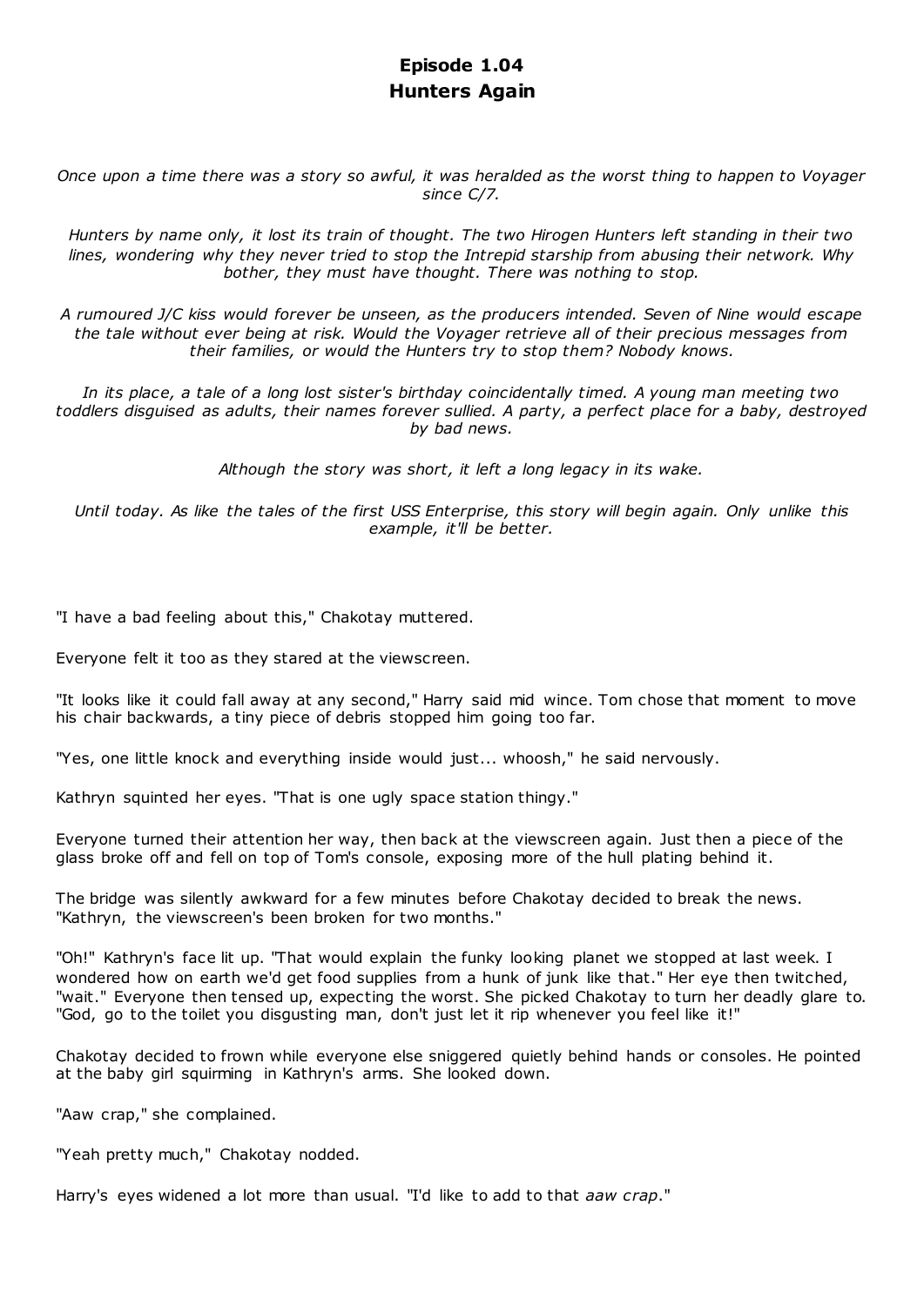# Episode 1.04
# Hunters Again

*Once upon a time there was a story so awful, it was heralded as the worst thing to happen to Voyager since C/7.*

*Hunters by name only, it lost its train of thought. The two Hirogen Hunters left standing in their two lines, wondering why they never tried to stop the Intrepid starship from abusing their network. Why bother, they must have thought. There was nothing to stop.*

*A rumoured J/C kiss would forever be unseen, as the producers intended. Seven of Nine would escape the tale without ever being at risk. Would the Voyager retrieve all of their precious messages from their families, or would the Hunters try to stop them? Nobody knows.*

*In its place, a tale of a long lost sister's birthday coincidentally timed. A young man meeting two toddlers disguised as adults, their names forever sullied. A party, a perfect place for a baby, destroyed by bad news.*

*Although the story was short, it left a long legacy in its wake.*

*Until today. As like the tales of the first USS Enterprise, this story will begin again. Only unlike this example, it'll be better.*

"I have a bad feeling about this," Chakotay muttered.

Everyone felt it too as they stared at the viewscreen.

"It looks like it could fall away at any second," Harry said mid wince. Tom chose that moment to move his chair backwards, a tiny piece of debris stopped him going too far.

"Yes, one little knock and everything inside would just... whoosh," he said nervously.

Kathryn squinted her eyes. "That is one ugly space station thingy."

Everyone turned their attention her way, then back at the viewscreen again. Just then a piece of the glass broke off and fell on top of Tom's console, exposing more of the hull plating behind it.

The bridge was silently awkward for a few minutes before Chakotay decided to break the news. "Kathryn, the viewscreen's been broken for two months."

"Oh!" Kathryn's face lit up. "That would explain the funky looking planet we stopped at last week. I wondered how on earth we'd get food supplies from a hunk of junk like that." Her eye then twitched, "wait." Everyone then tensed up, expecting the worst. She picked Chakotay to turn her deadly glare to. "God, go to the toilet you disgusting man, don't just let it rip whenever you feel like it!"

Chakotay decided to frown while everyone else sniggered quietly behind hands or consoles. He pointed at the baby girl squirming in Kathryn's arms. She looked down.

"Aaw crap," she complained.

"Yeah pretty much," Chakotay nodded.

Harry's eyes widened a lot more than usual. "I'd like to add to that *aaw crap*."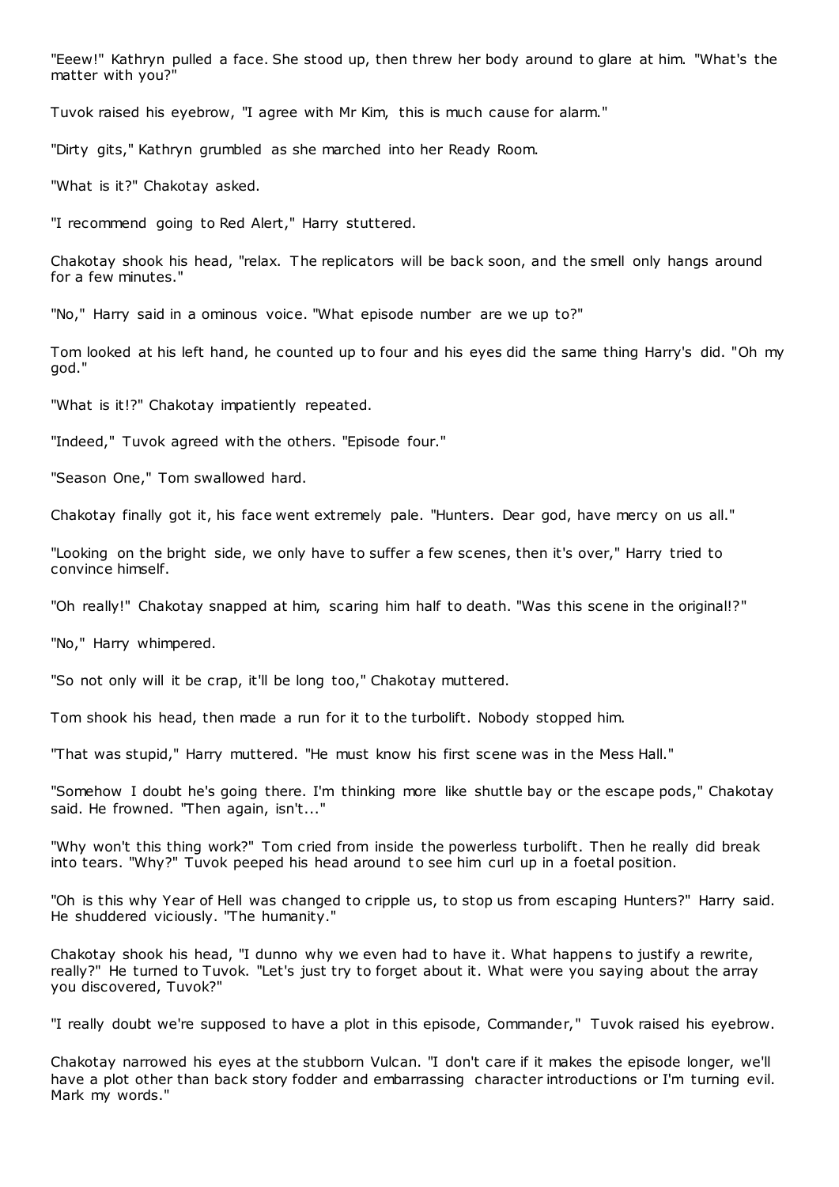"Eeew!" Kathryn pulled a face. She stood up, then threw her body around to glare at him. "What's the matter with you?"

Tuvok raised his eyebrow, "I agree with Mr Kim, this is much cause for alarm."

"Dirty gits," Kathryn grumbled as she marched into her Ready Room.

"What is it?" Chakotay asked.

"I recommend going to Red Alert," Harry stuttered.

Chakotay shook his head, "relax. The replicators will be back soon, and the smell only hangs around for a few minutes."

"No," Harry said in a ominous voice. "What episode number are we up to?"

Tom looked at his left hand, he counted up to four and his eyes did the same thing Harry's did. "Oh my god."

"What is it!?" Chakotay impatiently repeated.

"Indeed," Tuvok agreed with the others. "Episode four."

"Season One," Tom swallowed hard.

Chakotay finally got it, his face went extremely pale. "Hunters. Dear god, have mercy on us all."

"Looking on the bright side, we only have to suffer a few scenes, then it's over," Harry tried to convince himself.

"Oh really!" Chakotay snapped at him, scaring him half to death. "Was this scene in the original!?"

"No," Harry whimpered.

"So not only will it be crap, it'll be long too," Chakotay muttered.

Tom shook his head, then made a run for it to the turbolift. Nobody stopped him.

"That was stupid," Harry muttered. "He must know his first scene was in the Mess Hall."

"Somehow I doubt he's going there. I'm thinking more like shuttle bay or the escape pods," Chakotay said. He frowned. "Then again, isn't..."

"Why won't this thing work?" Tom cried from inside the powerless turbolift. Then he really did break into tears. "Why?" Tuvok peeped his head around to see him curl up in a foetal position.

"Oh is this why Year of Hell was changed to cripple us, to stop us from escaping Hunters?" Harry said. He shuddered viciously. "The humanity."

Chakotay shook his head, "I dunno why we even had to have it. What happens to justify a rewrite, really?" He turned to Tuvok. "Let's just try to forget about it. What were you saying about the array you discovered, Tuvok?"

"I really doubt we're supposed to have a plot in this episode, Commander," Tuvok raised his eyebrow.

Chakotay narrowed his eyes at the stubborn Vulcan. "I don't care if it makes the episode longer, we'll have a plot other than back story fodder and embarrassing character introductions or I'm turning evil. Mark my words."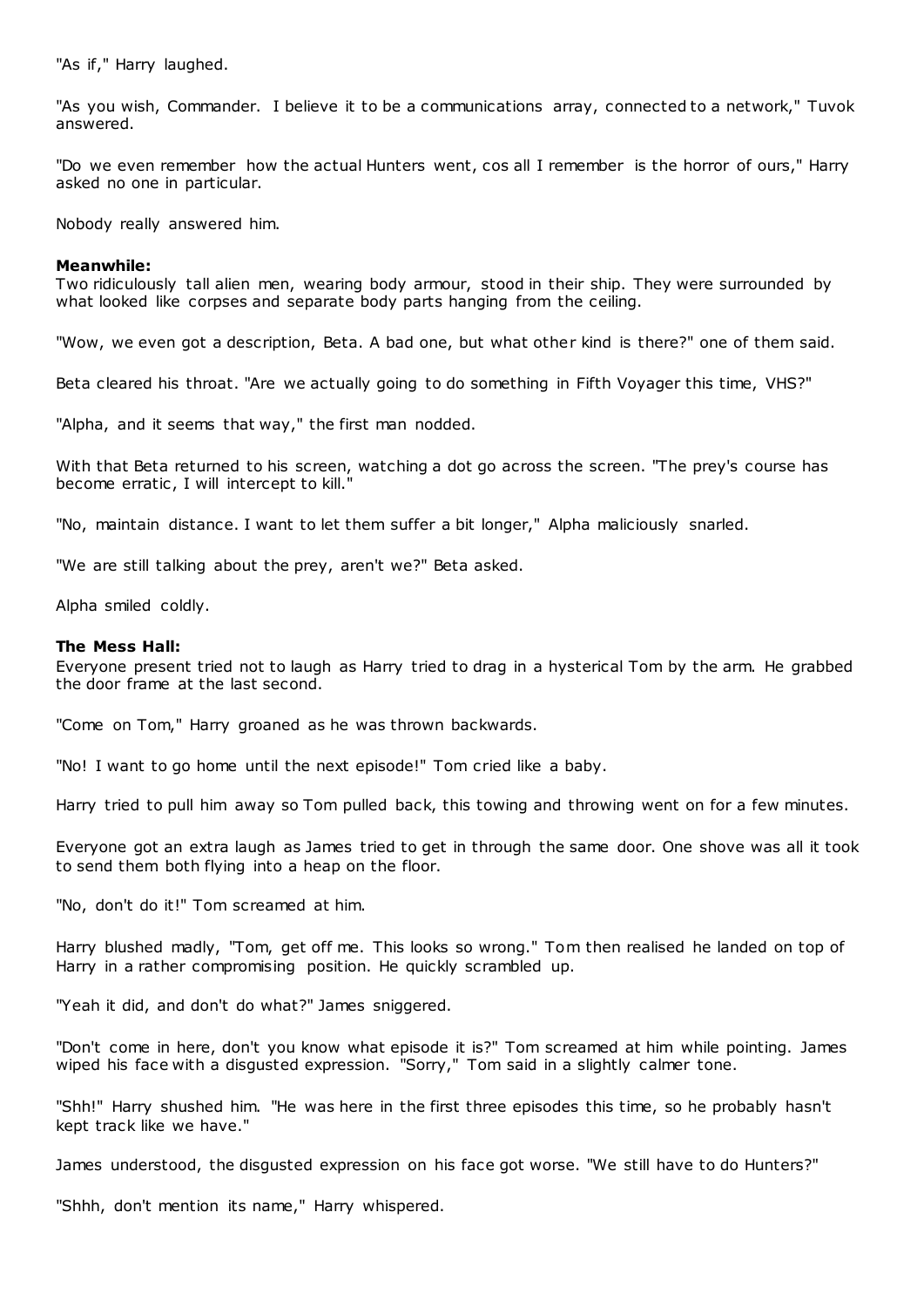"As if," Harry laughed.

"As you wish, Commander. I believe it to be a communications array, connected to a network," Tuvok answered.

"Do we even remember how the actual Hunters went, cos all I remember is the horror of ours," Harry asked no one in particular.

Nobody really answered him.

**Meanwhile:**
Two ridiculously tall alien men, wearing body armour, stood in their ship. They were surrounded by what looked like corpses and separate body parts hanging from the ceiling.

"Wow, we even got a description, Beta. A bad one, but what other kind is there?" one of them said.

Beta cleared his throat. "Are we actually going to do something in Fifth Voyager this time, VHS?"

"Alpha, and it seems that way," the first man nodded.

With that Beta returned to his screen, watching a dot go across the screen. "The prey's course has become erratic, I will intercept to kill."

"No, maintain distance. I want to let them suffer a bit longer," Alpha maliciously snarled.

"We are still talking about the prey, aren't we?" Beta asked.

Alpha smiled coldly.

**The Mess Hall:**
Everyone present tried not to laugh as Harry tried to drag in a hysterical Tom by the arm. He grabbed the door frame at the last second.

"Come on Tom," Harry groaned as he was thrown backwards.

"No! I want to go home until the next episode!" Tom cried like a baby.

Harry tried to pull him away so Tom pulled back, this towing and throwing went on for a few minutes.

Everyone got an extra laugh as James tried to get in through the same door. One shove was all it took to send them both flying into a heap on the floor.

"No, don't do it!" Tom screamed at him.

Harry blushed madly, "Tom, get off me. This looks so wrong." Tom then realised he landed on top of Harry in a rather compromising position. He quickly scrambled up.

"Yeah it did, and don't do what?" James sniggered.

"Don't come in here, don't you know what episode it is?" Tom screamed at him while pointing. James wiped his face with a disgusted expression. "Sorry," Tom said in a slightly calmer tone.

"Shh!" Harry shushed him. "He was here in the first three episodes this time, so he probably hasn't kept track like we have."

James understood, the disgusted expression on his face got worse. "We still have to do Hunters?"

"Shhh, don't mention its name," Harry whispered.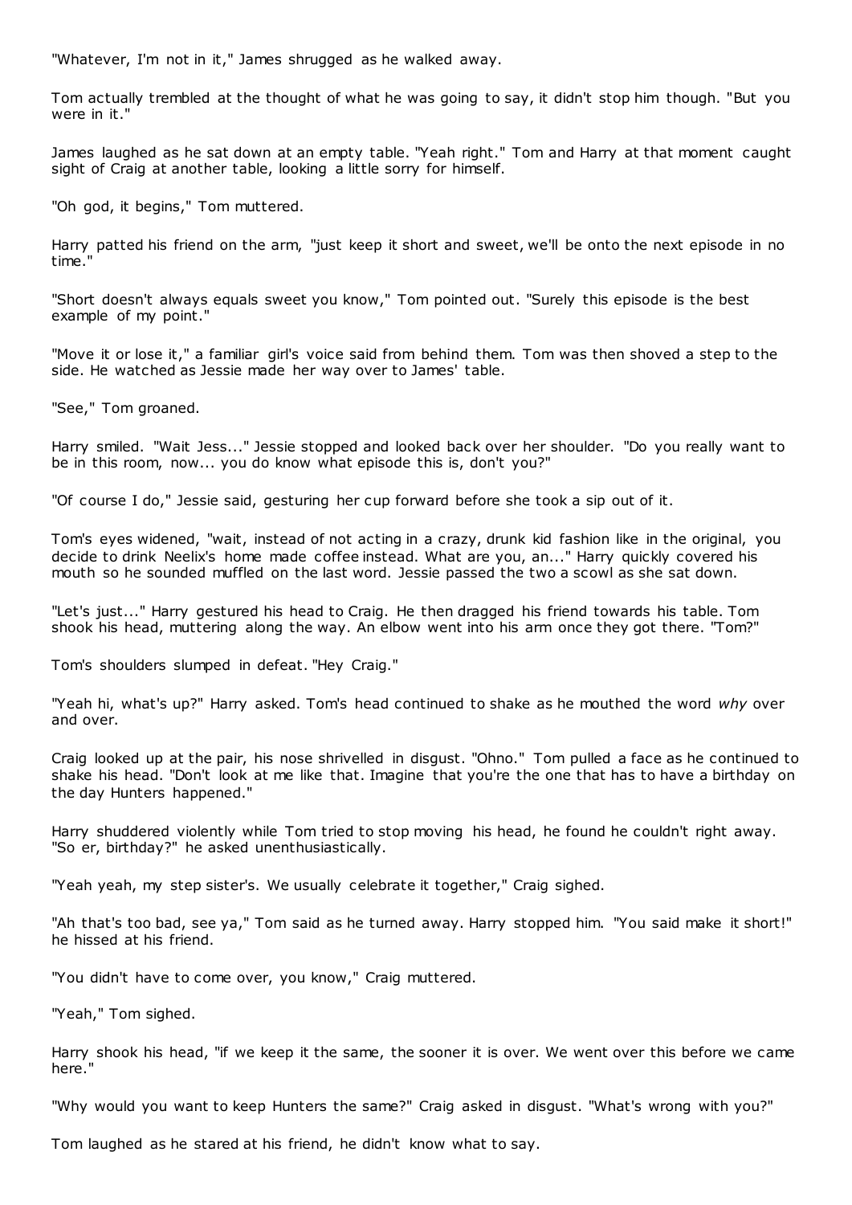"Whatever, I'm not in it," James shrugged as he walked away.

Tom actually trembled at the thought of what he was going to say, it didn't stop him though. "But you were in it."

James laughed as he sat down at an empty table. "Yeah right." Tom and Harry at that moment caught sight of Craig at another table, looking a little sorry for himself.

"Oh god, it begins," Tom muttered.

Harry patted his friend on the arm, "just keep it short and sweet, we'll be onto the next episode in no time."

"Short doesn't always equals sweet you know," Tom pointed out. "Surely this episode is the best example of my point."

"Move it or lose it," a familiar girl's voice said from behind them. Tom was then shoved a step to the side. He watched as Jessie made her way over to James' table.

"See," Tom groaned.

Harry smiled. "Wait Jess..." Jessie stopped and looked back over her shoulder. "Do you really want to be in this room, now... you do know what episode this is, don't you?"

"Of course I do," Jessie said, gesturing her cup forward before she took a sip out of it.

Tom's eyes widened, "wait, instead of not acting in a crazy, drunk kid fashion like in the original, you decide to drink Neelix's home made coffee instead. What are you, an..." Harry quickly covered his mouth so he sounded muffled on the last word. Jessie passed the two a scowl as she sat down.

"Let's just..." Harry gestured his head to Craig. He then dragged his friend towards his table. Tom shook his head, muttering along the way. An elbow went into his arm once they got there. "Tom?"

Tom's shoulders slumped in defeat. "Hey Craig."

"Yeah hi, what's up?" Harry asked. Tom's head continued to shake as he mouthed the word *why* over and over.

Craig looked up at the pair, his nose shrivelled in disgust. "Ohno." Tom pulled a face as he continued to shake his head. "Don't look at me like that. Imagine that you're the one that has to have a birthday on the day Hunters happened."

Harry shuddered violently while Tom tried to stop moving his head, he found he couldn't right away. "So er, birthday?" he asked unenthusiastically.

"Yeah yeah, my step sister's. We usually celebrate it together," Craig sighed.

"Ah that's too bad, see ya," Tom said as he turned away. Harry stopped him. "You said make it short!" he hissed at his friend.

"You didn't have to come over, you know," Craig muttered.

"Yeah," Tom sighed.

Harry shook his head, "if we keep it the same, the sooner it is over. We went over this before we came here."

"Why would you want to keep Hunters the same?" Craig asked in disgust. "What's wrong with you?"

Tom laughed as he stared at his friend, he didn't know what to say.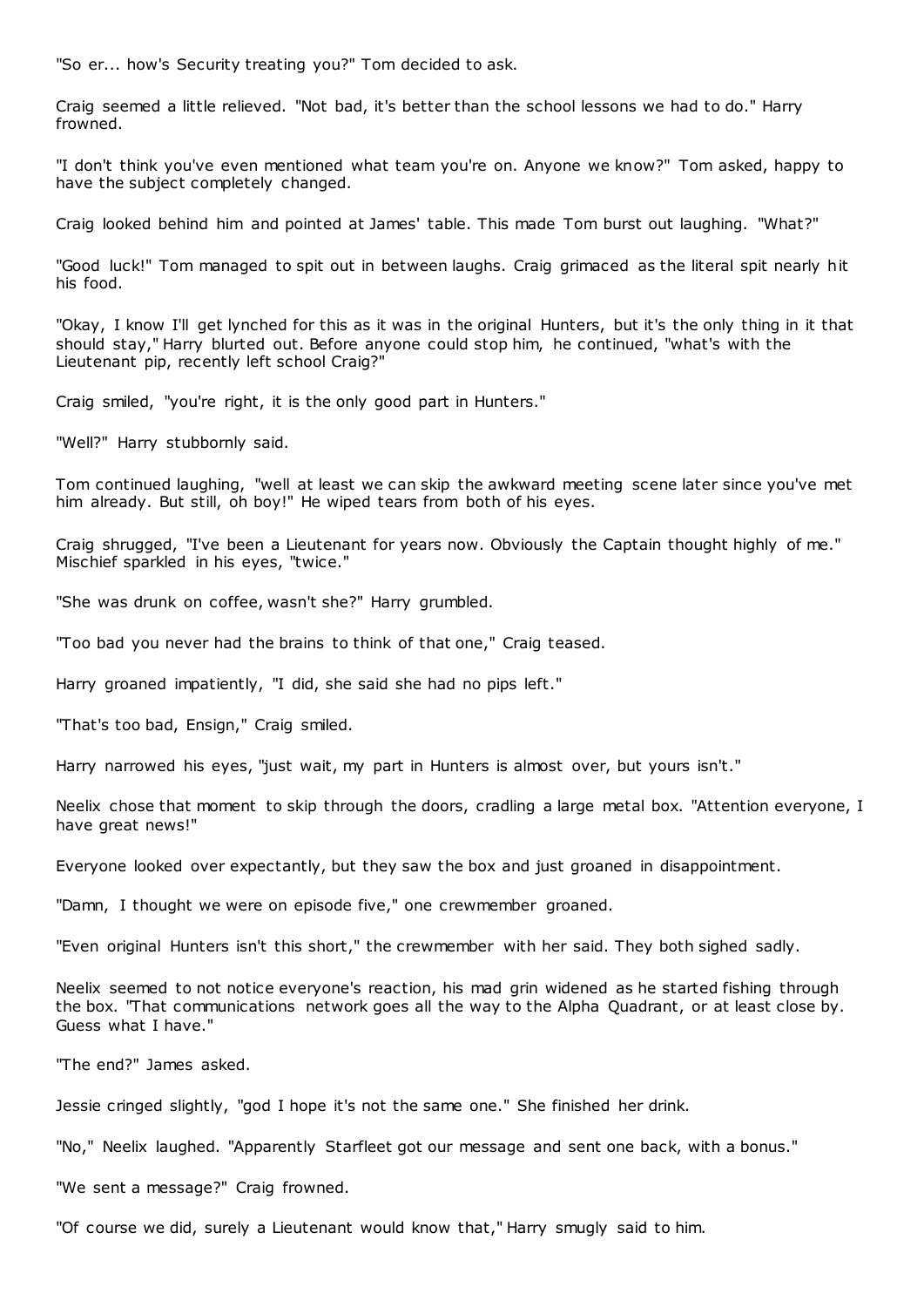"So er... how's Security treating you?" Tom decided to ask.

Craig seemed a little relieved. "Not bad, it's better than the school lessons we had to do." Harry frowned.

"I don't think you've even mentioned what team you're on. Anyone we know?" Tom asked, happy to have the subject completely changed.

Craig looked behind him and pointed at James' table. This made Tom burst out laughing. "What?"

"Good luck!" Tom managed to spit out in between laughs. Craig grimaced as the literal spit nearly hit his food.

"Okay, I know I'll get lynched for this as it was in the original Hunters, but it's the only thing in it that should stay," Harry blurted out. Before anyone could stop him, he continued, "what's with the Lieutenant pip, recently left school Craig?"

Craig smiled, "you're right, it is the only good part in Hunters."

"Well?" Harry stubbornly said.

Tom continued laughing, "well at least we can skip the awkward meeting scene later since you've met him already. But still, oh boy!" He wiped tears from both of his eyes.

Craig shrugged, "I've been a Lieutenant for years now. Obviously the Captain thought highly of me." Mischief sparkled in his eyes, "twice."

"She was drunk on coffee, wasn't she?" Harry grumbled.

"Too bad you never had the brains to think of that one," Craig teased.

Harry groaned impatiently, "I did, she said she had no pips left."

"That's too bad, Ensign," Craig smiled.

Harry narrowed his eyes, "just wait, my part in Hunters is almost over, but yours isn't."

Neelix chose that moment to skip through the doors, cradling a large metal box. "Attention everyone, I have great news!"

Everyone looked over expectantly, but they saw the box and just groaned in disappointment.

"Damn, I thought we were on episode five," one crewmember groaned.

"Even original Hunters isn't this short," the crewmember with her said. They both sighed sadly.

Neelix seemed to not notice everyone's reaction, his mad grin widened as he started fishing through the box. "That communications network goes all the way to the Alpha Quadrant, or at least close by. Guess what I have."

"The end?" James asked.

Jessie cringed slightly, "god I hope it's not the same one." She finished her drink.

"No," Neelix laughed. "Apparently Starfleet got our message and sent one back, with a bonus."

"We sent a message?" Craig frowned.

"Of course we did, surely a Lieutenant would know that," Harry smugly said to him.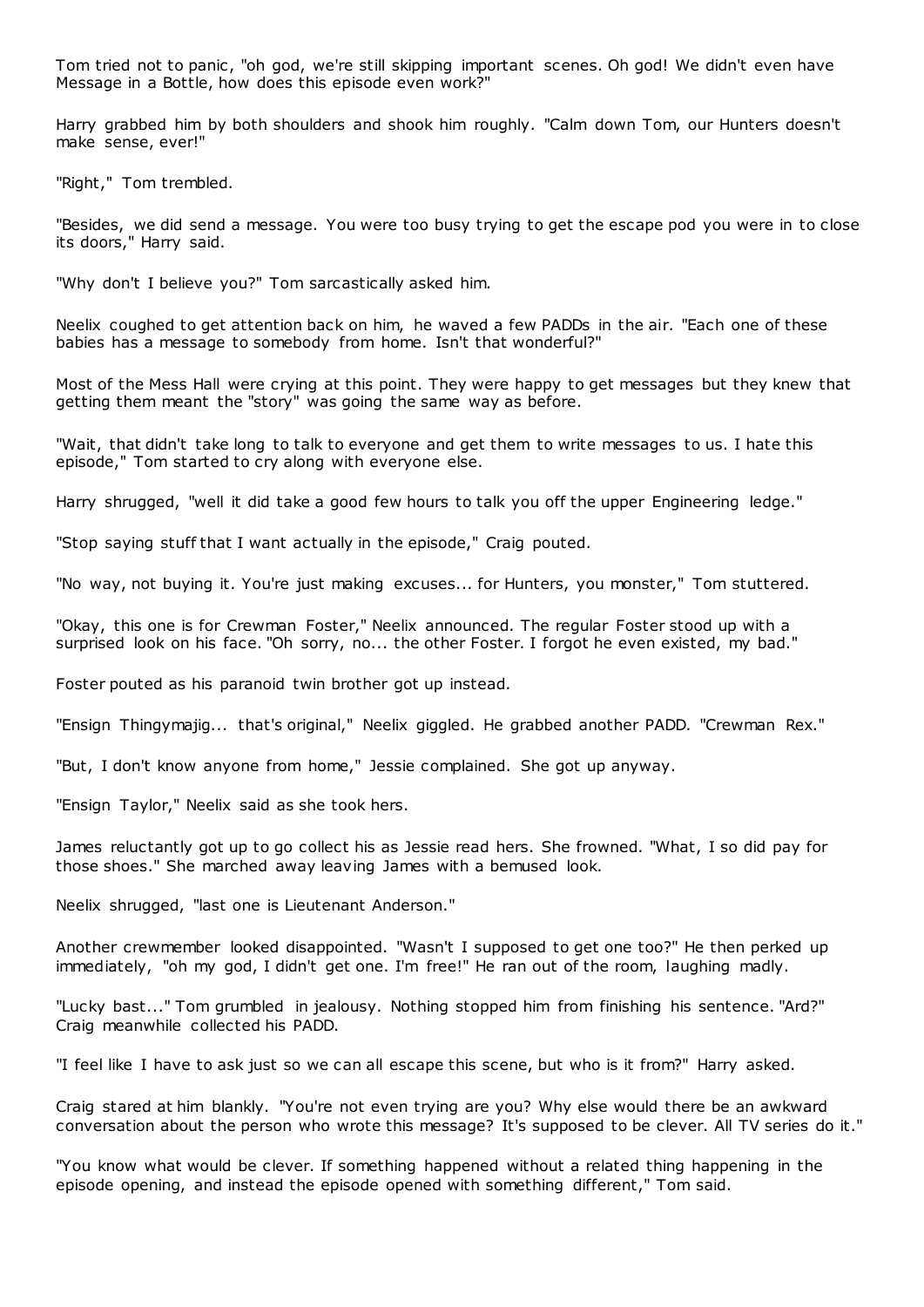Tom tried not to panic, "oh god, we're still skipping important scenes. Oh god! We didn't even have Message in a Bottle, how does this episode even work?"

Harry grabbed him by both shoulders and shook him roughly. "Calm down Tom, our Hunters doesn't make sense, ever!"

"Right," Tom trembled.

"Besides, we did send a message. You were too busy trying to get the escape pod you were in to close its doors," Harry said.

"Why don't I believe you?" Tom sarcastically asked him.

Neelix coughed to get attention back on him, he waved a few PADDs in the air. "Each one of these babies has a message to somebody from home. Isn't that wonderful?"

Most of the Mess Hall were crying at this point. They were happy to get messages but they knew that getting them meant the "story" was going the same way as before.

"Wait, that didn't take long to talk to everyone and get them to write messages to us. I hate this episode," Tom started to cry along with everyone else.

Harry shrugged, "well it did take a good few hours to talk you off the upper Engineering ledge."

"Stop saying stuff that I want actually in the episode," Craig pouted.

"No way, not buying it. You're just making excuses... for Hunters, you monster," Tom stuttered.

"Okay, this one is for Crewman Foster," Neelix announced. The regular Foster stood up with a surprised look on his face. "Oh sorry, no... the other Foster. I forgot he even existed, my bad."

Foster pouted as his paranoid twin brother got up instead.

"Ensign Thingymajig... that's original," Neelix giggled. He grabbed another PADD. "Crewman Rex."

"But, I don't know anyone from home," Jessie complained. She got up anyway.

"Ensign Taylor," Neelix said as she took hers.

James reluctantly got up to go collect his as Jessie read hers. She frowned. "What, I so did pay for those shoes." She marched away leaving James with a bemused look.

Neelix shrugged, "last one is Lieutenant Anderson."

Another crewmember looked disappointed. "Wasn't I supposed to get one too?" He then perked up immediately, "oh my god, I didn't get one. I'm free!" He ran out of the room, laughing madly.

"Lucky bast..." Tom grumbled in jealousy. Nothing stopped him from finishing his sentence. "Ard?" Craig meanwhile collected his PADD.

"I feel like I have to ask just so we can all escape this scene, but who is it from?" Harry asked.

Craig stared at him blankly. "You're not even trying are you? Why else would there be an awkward conversation about the person who wrote this message? It's supposed to be clever. All TV series do it."

"You know what would be clever. If something happened without a related thing happening in the episode opening, and instead the episode opened with something different," Tom said.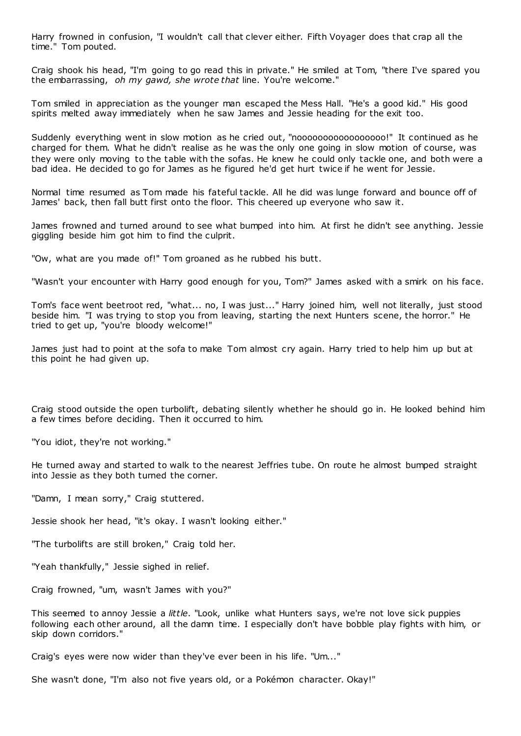Harry frowned in confusion, "I wouldn't call that clever either. Fifth Voyager does that crap all the time." Tom pouted.

Craig shook his head, "I'm going to go read this in private." He smiled at Tom, "there I've spared you the embarrassing, *oh my gawd, she wrote that* line. You're welcome."

Tom smiled in appreciation as the younger man escaped the Mess Hall. "He's a good kid." His good spirits melted away immediately when he saw James and Jessie heading for the exit too.

Suddenly everything went in slow motion as he cried out, "noooooooooooooooooo!" It continued as he charged for them. What he didn't realise as he was the only one going in slow motion of course, was they were only moving to the table with the sofas. He knew he could only tackle one, and both were a bad idea. He decided to go for James as he figured he'd get hurt twice if he went for Jessie.

Normal time resumed as Tom made his fateful tackle. All he did was lunge forward and bounce off of James' back, then fall butt first onto the floor. This cheered up everyone who saw it.

James frowned and turned around to see what bumped into him. At first he didn't see anything. Jessie giggling beside him got him to find the culprit.

"Ow, what are you made of!" Tom groaned as he rubbed his butt.

"Wasn't your encounter with Harry good enough for you, Tom?" James asked with a smirk on his face.

Tom's face went beetroot red, "what... no, I was just..." Harry joined him, well not literally, just stood beside him. "I was trying to stop you from leaving, starting the next Hunters scene, the horror." He tried to get up, "you're bloody welcome!"

James just had to point at the sofa to make Tom almost cry again. Harry tried to help him up but at this point he had given up.

Craig stood outside the open turbolift, debating silently whether he should go in. He looked behind him a few times before deciding. Then it occurred to him.

"You idiot, they're not working."

He turned away and started to walk to the nearest Jeffries tube. On route he almost bumped straight into Jessie as they both turned the corner.

"Damn, I mean sorry," Craig stuttered.

Jessie shook her head, "it's okay. I wasn't looking either."

"The turbolifts are still broken," Craig told her.

"Yeah thankfully," Jessie sighed in relief.

Craig frowned, "um, wasn't James with you?"

This seemed to annoy Jessie a *little*. "Look, unlike what Hunters says, we're not love sick puppies following each other around, all the damn time. I especially don't have bobble play fights with him, or skip down corridors."

Craig's eyes were now wider than they've ever been in his life. "Um..."

She wasn't done, "I'm also not five years old, or a Pokémon character. Okay!"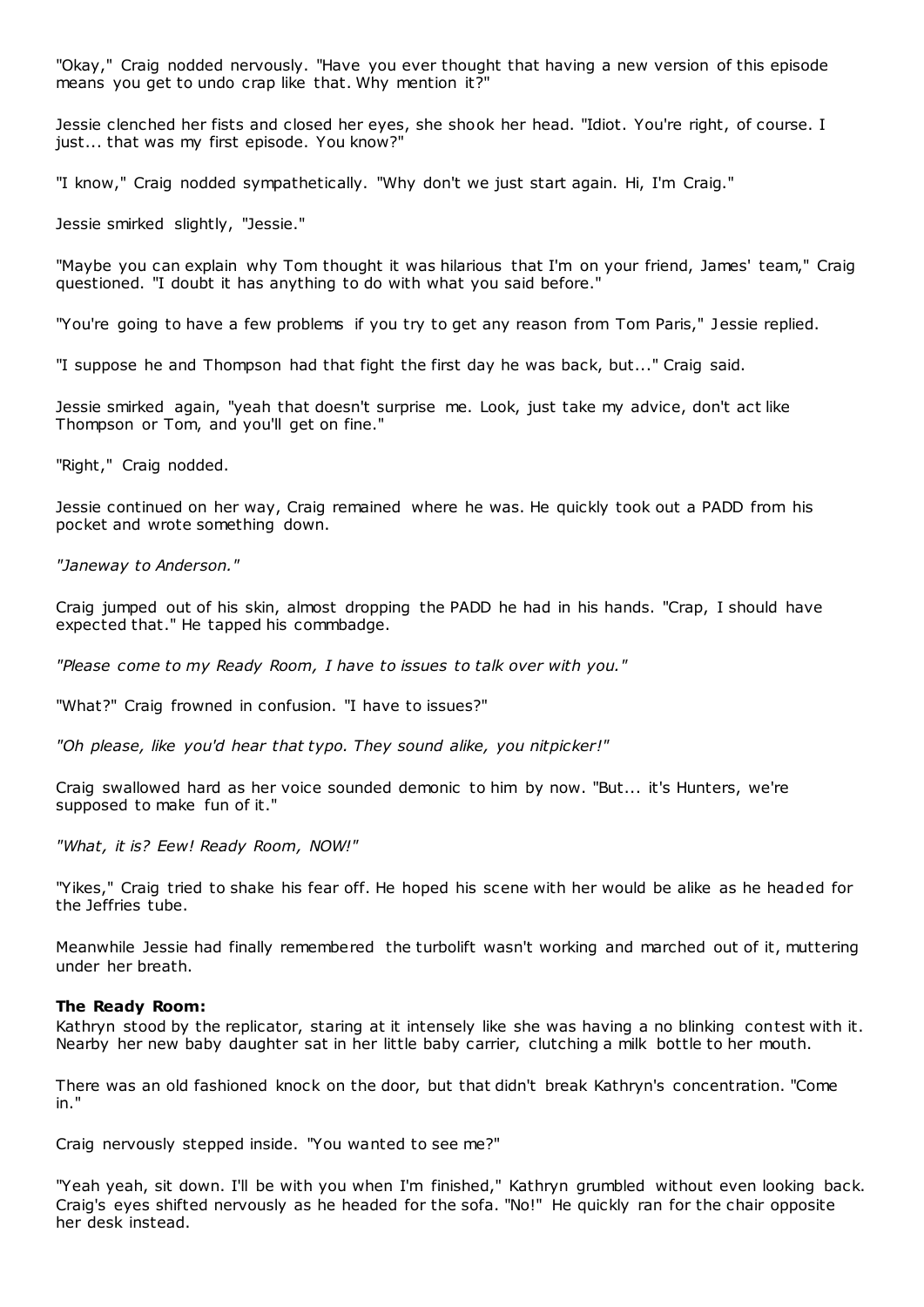"Okay," Craig nodded nervously. "Have you ever thought that having a new version of this episode means you get to undo crap like that. Why mention it?"

Jessie clenched her fists and closed her eyes, she shook her head. "Idiot. You're right, of course. I just... that was my first episode. You know?"

"I know," Craig nodded sympathetically. "Why don't we just start again. Hi, I'm Craig."

Jessie smirked slightly, "Jessie."

"Maybe you can explain why Tom thought it was hilarious that I'm on your friend, James' team," Craig questioned. "I doubt it has anything to do with what you said before."

"You're going to have a few problems if you try to get any reason from Tom Paris," Jessie replied.

"I suppose he and Thompson had that fight the first day he was back, but..." Craig said.

Jessie smirked again, "yeah that doesn't surprise me. Look, just take my advice, don't act like Thompson or Tom, and you'll get on fine."

"Right," Craig nodded.

Jessie continued on her way, Craig remained where he was. He quickly took out a PADD from his pocket and wrote something down.

*"Janeway to Anderson."*

Craig jumped out of his skin, almost dropping the PADD he had in his hands. "Crap, I should have expected that." He tapped his commbadge.

*"Please come to my Ready Room, I have to issues to talk over with you."*

"What?" Craig frowned in confusion. "I have to issues?"

*"Oh please, like you'd hear that typo. They sound alike, you nitpicker!"*

Craig swallowed hard as her voice sounded demonic to him by now. "But... it's Hunters, we're supposed to make fun of it."

*"What, it is? Eew! Ready Room, NOW!"*

"Yikes," Craig tried to shake his fear off. He hoped his scene with her would be alike as he headed for the Jeffries tube.

Meanwhile Jessie had finally remembered the turbolift wasn't working and marched out of it, muttering under her breath.

**The Ready Room:**
Kathryn stood by the replicator, staring at it intensely like she was having a no blinking contest with it. Nearby her new baby daughter sat in her little baby carrier, clutching a milk bottle to her mouth.

There was an old fashioned knock on the door, but that didn't break Kathryn's concentration. "Come in."

Craig nervously stepped inside. "You wanted to see me?"

"Yeah yeah, sit down. I'll be with you when I'm finished," Kathryn grumbled without even looking back. Craig's eyes shifted nervously as he headed for the sofa. "No!" He quickly ran for the chair opposite her desk instead.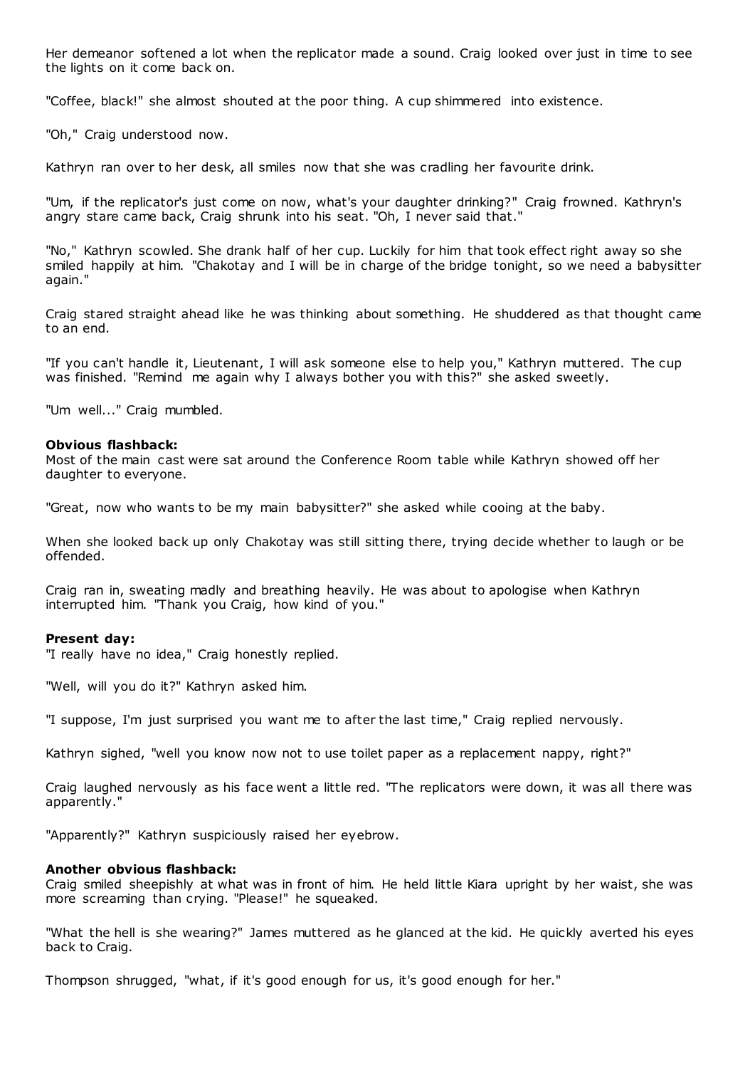Her demeanor softened a lot when the replicator made a sound. Craig looked over just in time to see the lights on it come back on.

"Coffee, black!" she almost shouted at the poor thing. A cup shimmered into existence.

"Oh," Craig understood now.

Kathryn ran over to her desk, all smiles now that she was cradling her favourite drink.

"Um, if the replicator's just come on now, what's your daughter drinking?" Craig frowned. Kathryn's angry stare came back, Craig shrunk into his seat. "Oh, I never said that."

"No," Kathryn scowled. She drank half of her cup. Luckily for him that took effect right away so she smiled happily at him. "Chakotay and I will be in charge of the bridge tonight, so we need a babysitter again."

Craig stared straight ahead like he was thinking about something. He shuddered as that thought came to an end.

"If you can't handle it, Lieutenant, I will ask someone else to help you," Kathryn muttered. The cup was finished. "Remind me again why I always bother you with this?" she asked sweetly.

"Um well..." Craig mumbled.

**Obvious flashback:**
Most of the main cast were sat around the Conference Room table while Kathryn showed off her daughter to everyone.

"Great, now who wants to be my main babysitter?" she asked while cooing at the baby.

When she looked back up only Chakotay was still sitting there, trying decide whether to laugh or be offended.

Craig ran in, sweating madly and breathing heavily. He was about to apologise when Kathryn interrupted him. "Thank you Craig, how kind of you."

**Present day:**
"I really have no idea," Craig honestly replied.

"Well, will you do it?" Kathryn asked him.

"I suppose, I'm just surprised you want me to after the last time," Craig replied nervously.

Kathryn sighed, "well you know now not to use toilet paper as a replacement nappy, right?"

Craig laughed nervously as his face went a little red. "The replicators were down, it was all there was apparently."

"Apparently?" Kathryn suspiciously raised her eyebrow.

**Another obvious flashback:**
Craig smiled sheepishly at what was in front of him. He held little Kiara upright by her waist, she was more screaming than crying. "Please!" he squeaked.

"What the hell is she wearing?" James muttered as he glanced at the kid. He quickly averted his eyes back to Craig.

Thompson shrugged, "what, if it's good enough for us, it's good enough for her."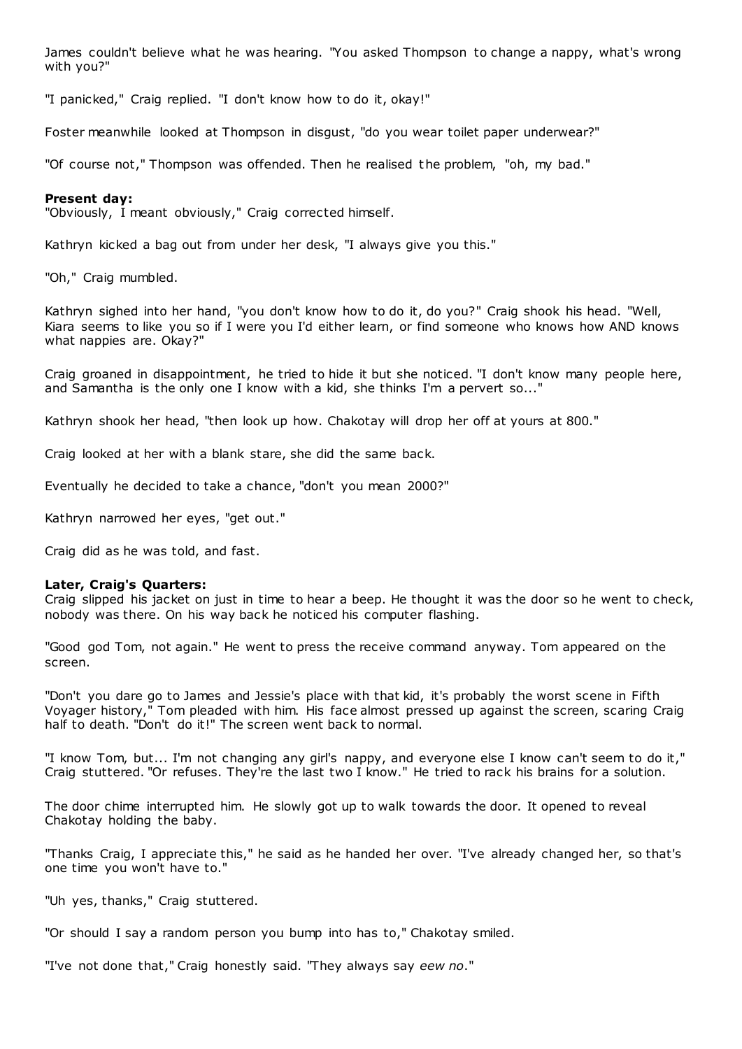James couldn't believe what he was hearing. "You asked Thompson to change a nappy, what's wrong with you?"

"I panicked," Craig replied. "I don't know how to do it, okay!"

Foster meanwhile looked at Thompson in disgust, "do you wear toilet paper underwear?"

"Of course not," Thompson was offended. Then he realised the problem, "oh, my bad."

**Present day:**
"Obviously, I meant obviously," Craig corrected himself.

Kathryn kicked a bag out from under her desk, "I always give you this."

"Oh," Craig mumbled.

Kathryn sighed into her hand, "you don't know how to do it, do you?" Craig shook his head. "Well, Kiara seems to like you so if I were you I'd either learn, or find someone who knows how AND knows what nappies are. Okay?"

Craig groaned in disappointment, he tried to hide it but she noticed. "I don't know many people here, and Samantha is the only one I know with a kid, she thinks I'm a pervert so..."

Kathryn shook her head, "then look up how. Chakotay will drop her off at yours at 800."

Craig looked at her with a blank stare, she did the same back.

Eventually he decided to take a chance, "don't you mean 2000?"

Kathryn narrowed her eyes, "get out."

Craig did as he was told, and fast.

**Later, Craig's Quarters:**
Craig slipped his jacket on just in time to hear a beep. He thought it was the door so he went to check, nobody was there. On his way back he noticed his computer flashing.

"Good god Tom, not again." He went to press the receive command anyway. Tom appeared on the screen.

"Don't you dare go to James and Jessie's place with that kid, it's probably the worst scene in Fifth Voyager history," Tom pleaded with him. His face almost pressed up against the screen, scaring Craig half to death. "Don't do it!" The screen went back to normal.

"I know Tom, but... I'm not changing any girl's nappy, and everyone else I know can't seem to do it," Craig stuttered. "Or refuses. They're the last two I know." He tried to rack his brains for a solution.

The door chime interrupted him. He slowly got up to walk towards the door. It opened to reveal Chakotay holding the baby.

"Thanks Craig, I appreciate this," he said as he handed her over. "I've already changed her, so that's one time you won't have to."

"Uh yes, thanks," Craig stuttered.

"Or should I say a random person you bump into has to," Chakotay smiled.

"I've not done that," Craig honestly said. "They always say *eew no*."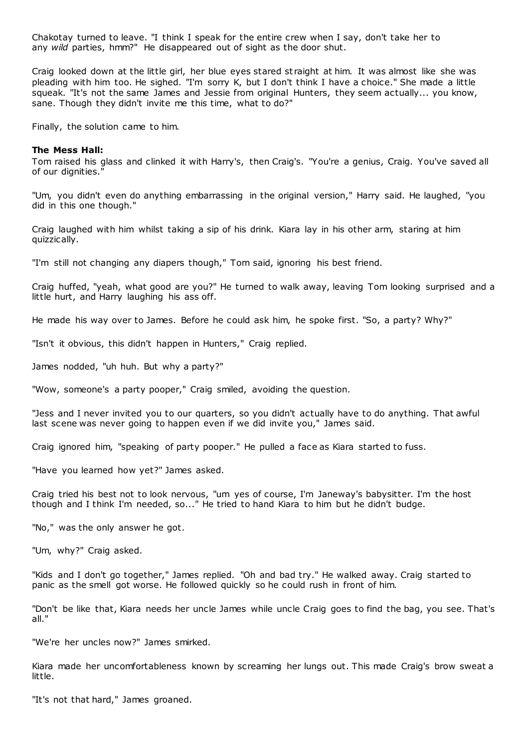Chakotay turned to leave. "I think I speak for the entire crew when I say, don't take her to any *wild* parties, hmm?" He disappeared out of sight as the door shut.

Craig looked down at the little girl, her blue eyes stared straight at him. It was almost like she was pleading with him too. He sighed. "I'm sorry K, but I don't think I have a choice." She made a little squeak. "It's not the same James and Jessie from original Hunters, they seem actually... you know, sane. Though they didn't invite me this time, what to do?"

Finally, the solution came to him.

**The Mess Hall:**

Tom raised his glass and clinked it with Harry's, then Craig's. "You're a genius, Craig. You've saved all of our dignities."

"Um, you didn't even do anything embarrassing in the original version," Harry said. He laughed, "you did in this one though."

Craig laughed with him whilst taking a sip of his drink. Kiara lay in his other arm, staring at him quizzically.

"I'm still not changing any diapers though," Tom said, ignoring his best friend.

Craig huffed, "yeah, what good are you?" He turned to walk away, leaving Tom looking surprised and a little hurt, and Harry laughing his ass off.

He made his way over to James. Before he could ask him, he spoke first. "So, a party? Why?"

"Isn't it obvious, this didn't happen in Hunters," Craig replied.

James nodded, "uh huh. But why a party?"

"Wow, someone's a party pooper," Craig smiled, avoiding the question.

"Jess and I never invited you to our quarters, so you didn't actually have to do anything. That awful last scene was never going to happen even if we did invite you," James said.

Craig ignored him, "speaking of party pooper." He pulled a face as Kiara started to fuss.

"Have you learned how yet?" James asked.

Craig tried his best not to look nervous, "um yes of course, I'm Janeway's babysitter. I'm the host though and I think I'm needed, so..." He tried to hand Kiara to him but he didn't budge.

"No," was the only answer he got.

"Um, why?" Craig asked.

"Kids and I don't go together," James replied. "Oh and bad try." He walked away. Craig started to panic as the smell got worse. He followed quickly so he could rush in front of him.

"Don't be like that, Kiara needs her uncle James while uncle Craig goes to find the bag, you see. That's all."

"We're her uncles now?" James smirked.

Kiara made her uncomfortableness known by screaming her lungs out. This made Craig's brow sweat a little.

"It's not that hard," James groaned.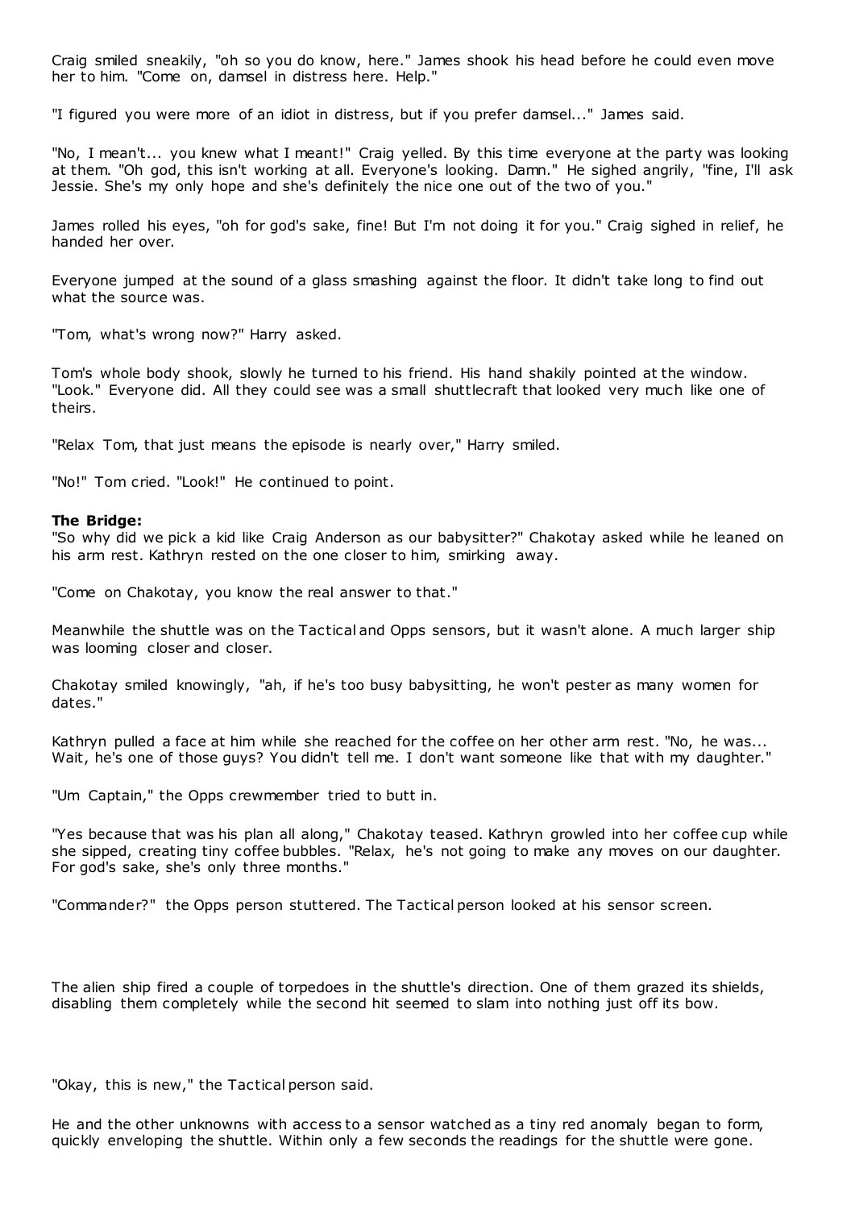Craig smiled sneakily, "oh so you do know, here." James shook his head before he could even move her to him. "Come on, damsel in distress here. Help."

"I figured you were more of an idiot in distress, but if you prefer damsel..." James said.

"No, I mean't... you knew what I meant!" Craig yelled. By this time everyone at the party was looking at them. "Oh god, this isn't working at all. Everyone's looking. Damn." He sighed angrily, "fine, I'll ask Jessie. She's my only hope and she's definitely the nice one out of the two of you."

James rolled his eyes, "oh for god's sake, fine! But I'm not doing it for you." Craig sighed in relief, he handed her over.

Everyone jumped at the sound of a glass smashing against the floor. It didn't take long to find out what the source was.

"Tom, what's wrong now?" Harry asked.

Tom's whole body shook, slowly he turned to his friend. His hand shakily pointed at the window. "Look." Everyone did. All they could see was a small shuttlecraft that looked very much like one of theirs.

"Relax Tom, that just means the episode is nearly over," Harry smiled.

"No!" Tom cried. "Look!" He continued to point.

**The Bridge:**
"So why did we pick a kid like Craig Anderson as our babysitter?" Chakotay asked while he leaned on his arm rest. Kathryn rested on the one closer to him, smirking away.

"Come on Chakotay, you know the real answer to that."

Meanwhile the shuttle was on the Tactical and Opps sensors, but it wasn't alone. A much larger ship was looming closer and closer.

Chakotay smiled knowingly, "ah, if he's too busy babysitting, he won't pester as many women for dates."

Kathryn pulled a face at him while she reached for the coffee on her other arm rest. "No, he was... Wait, he's one of those guys? You didn't tell me. I don't want someone like that with my daughter."

"Um Captain," the Opps crewmember tried to butt in.

"Yes because that was his plan all along," Chakotay teased. Kathryn growled into her coffee cup while she sipped, creating tiny coffee bubbles. "Relax, he's not going to make any moves on our daughter. For god's sake, she's only three months."

"Commander?" the Opps person stuttered. The Tactical person looked at his sensor screen.

The alien ship fired a couple of torpedoes in the shuttle's direction. One of them grazed its shields, disabling them completely while the second hit seemed to slam into nothing just off its bow.

"Okay, this is new," the Tactical person said.

He and the other unknowns with access to a sensor watched as a tiny red anomaly began to form, quickly enveloping the shuttle. Within only a few seconds the readings for the shuttle were gone.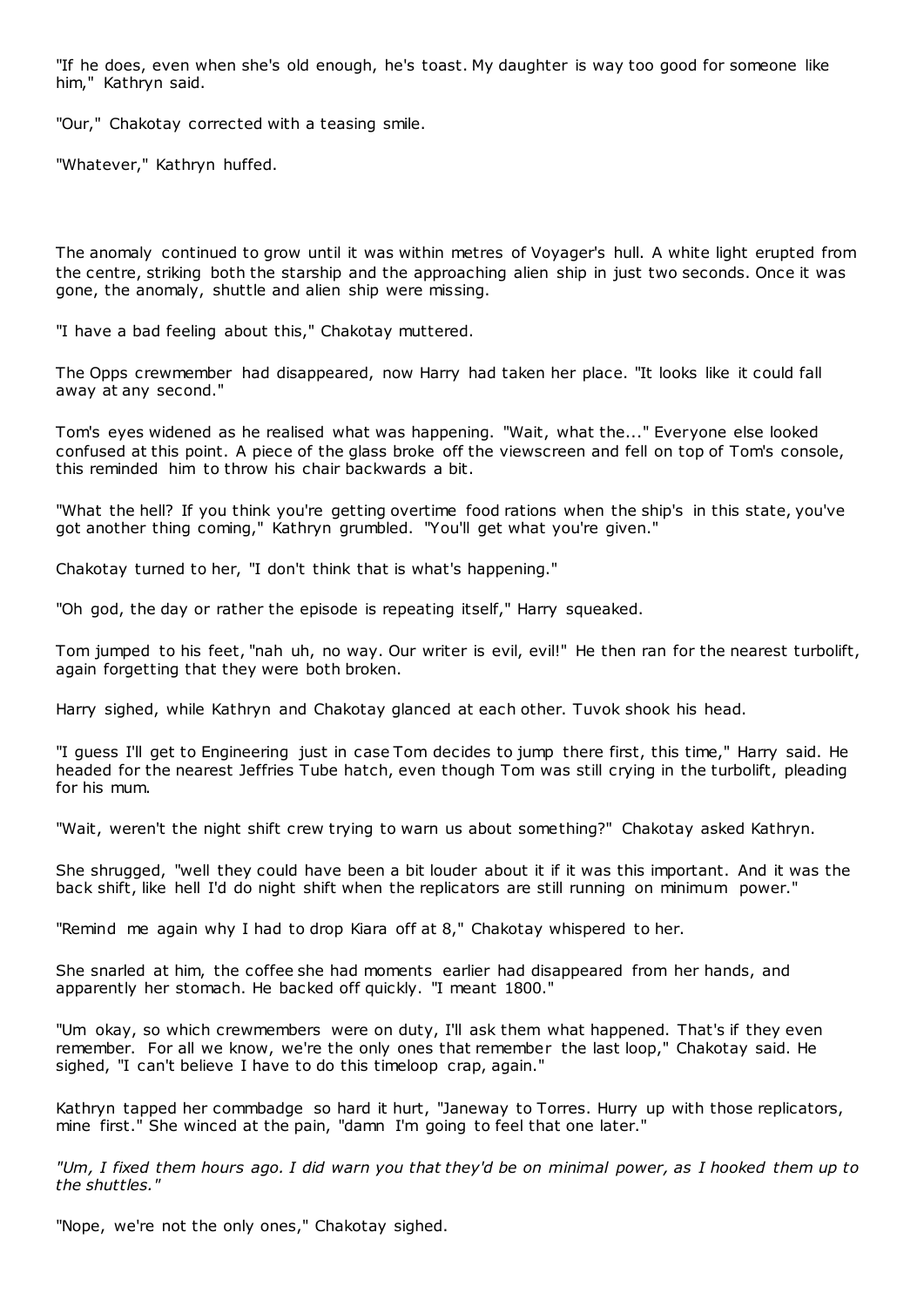"If he does, even when she's old enough, he's toast. My daughter is way too good for someone like him," Kathryn said.

"Our," Chakotay corrected with a teasing smile.

"Whatever," Kathryn huffed.

The anomaly continued to grow until it was within metres of Voyager's hull. A white light erupted from the centre, striking both the starship and the approaching alien ship in just two seconds. Once it was gone, the anomaly, shuttle and alien ship were missing.

"I have a bad feeling about this," Chakotay muttered.

The Opps crewmember had disappeared, now Harry had taken her place. "It looks like it could fall away at any second."

Tom's eyes widened as he realised what was happening. "Wait, what the..." Everyone else looked confused at this point. A piece of the glass broke off the viewscreen and fell on top of Tom's console, this reminded him to throw his chair backwards a bit.

"What the hell? If you think you're getting overtime food rations when the ship's in this state, you've got another thing coming," Kathryn grumbled. "You'll get what you're given."

Chakotay turned to her, "I don't think that is what's happening."

"Oh god, the day or rather the episode is repeating itself," Harry squeaked.

Tom jumped to his feet, "nah uh, no way. Our writer is evil, evil!" He then ran for the nearest turbolift, again forgetting that they were both broken.

Harry sighed, while Kathryn and Chakotay glanced at each other. Tuvok shook his head.

"I guess I'll get to Engineering just in case Tom decides to jump there first, this time," Harry said. He headed for the nearest Jeffries Tube hatch, even though Tom was still crying in the turbolift, pleading for his mum.

"Wait, weren't the night shift crew trying to warn us about something?" Chakotay asked Kathryn.

She shrugged, "well they could have been a bit louder about it if it was this important. And it was the back shift, like hell I'd do night shift when the replicators are still running on minimum power."

"Remind me again why I had to drop Kiara off at 8," Chakotay whispered to her.

She snarled at him, the coffee she had moments earlier had disappeared from her hands, and apparently her stomach. He backed off quickly. "I meant 1800."

"Um okay, so which crewmembers were on duty, I'll ask them what happened. That's if they even remember. For all we know, we're the only ones that remember the last loop," Chakotay said. He sighed, "I can't believe I have to do this timeloop crap, again."

Kathryn tapped her commbadge so hard it hurt, "Janeway to Torres. Hurry up with those replicators, mine first." She winced at the pain, "damn I'm going to feel that one later."

*"Um, I fixed them hours ago. I did warn you that they'd be on minimal power, as I hooked them up to the shuttles."*

"Nope, we're not the only ones," Chakotay sighed.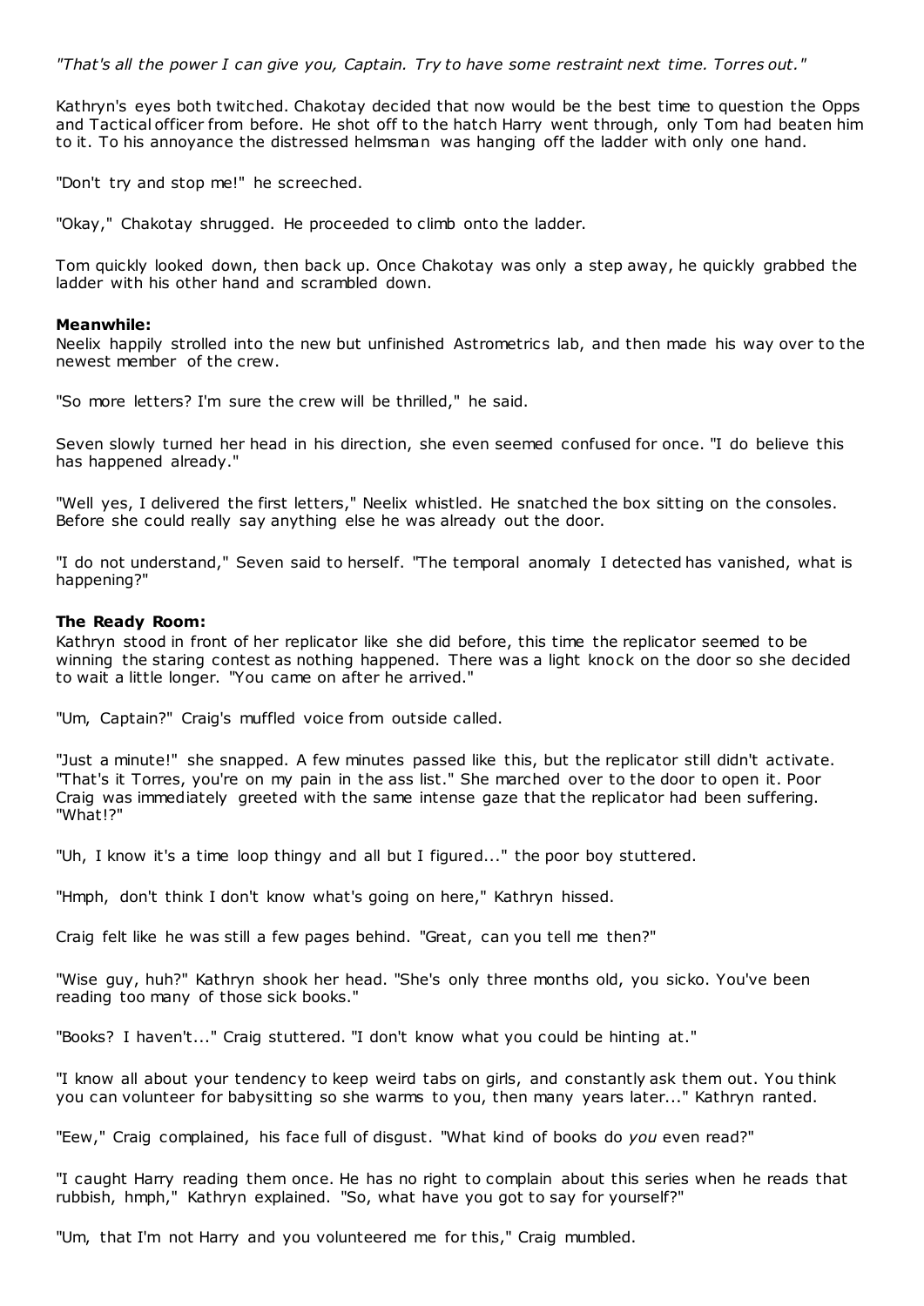*"That's all the power I can give you, Captain. Try to have some restraint next time. Torres out."*

Kathryn's eyes both twitched. Chakotay decided that now would be the best time to question the Opps and Tactical officer from before. He shot off to the hatch Harry went through, only Tom had beaten him to it. To his annoyance the distressed helmsman was hanging off the ladder with only one hand.

"Don't try and stop me!" he screeched.

"Okay," Chakotay shrugged. He proceeded to climb onto the ladder.

Tom quickly looked down, then back up. Once Chakotay was only a step away, he quickly grabbed the ladder with his other hand and scrambled down.

**Meanwhile:**
Neelix happily strolled into the new but unfinished Astrometrics lab, and then made his way over to the newest member of the crew.

"So more letters? I'm sure the crew will be thrilled," he said.

Seven slowly turned her head in his direction, she even seemed confused for once. "I do believe this has happened already."

"Well yes, I delivered the first letters," Neelix whistled. He snatched the box sitting on the consoles. Before she could really say anything else he was already out the door.

"I do not understand," Seven said to herself. "The temporal anomaly I detected has vanished, what is happening?"

**The Ready Room:**
Kathryn stood in front of her replicator like she did before, this time the replicator seemed to be winning the staring contest as nothing happened. There was a light knock on the door so she decided to wait a little longer. "You came on after he arrived."

"Um, Captain?" Craig's muffled voice from outside called.

"Just a minute!" she snapped. A few minutes passed like this, but the replicator still didn't activate. "That's it Torres, you're on my pain in the ass list." She marched over to the door to open it. Poor Craig was immediately greeted with the same intense gaze that the replicator had been suffering. "What!?"

"Uh, I know it's a time loop thingy and all but I figured..." the poor boy stuttered.

"Hmph, don't think I don't know what's going on here," Kathryn hissed.

Craig felt like he was still a few pages behind. "Great, can you tell me then?"

"Wise guy, huh?" Kathryn shook her head. "She's only three months old, you sicko. You've been reading too many of those sick books."

"Books? I haven't..." Craig stuttered. "I don't know what you could be hinting at."

"I know all about your tendency to keep weird tabs on girls, and constantly ask them out. You think you can volunteer for babysitting so she warms to you, then many years later..." Kathryn ranted.

"Eew," Craig complained, his face full of disgust. "What kind of books do *you* even read?"

"I caught Harry reading them once. He has no right to complain about this series when he reads that rubbish, hmph," Kathryn explained. "So, what have you got to say for yourself?"

"Um, that I'm not Harry and you volunteered me for this," Craig mumbled.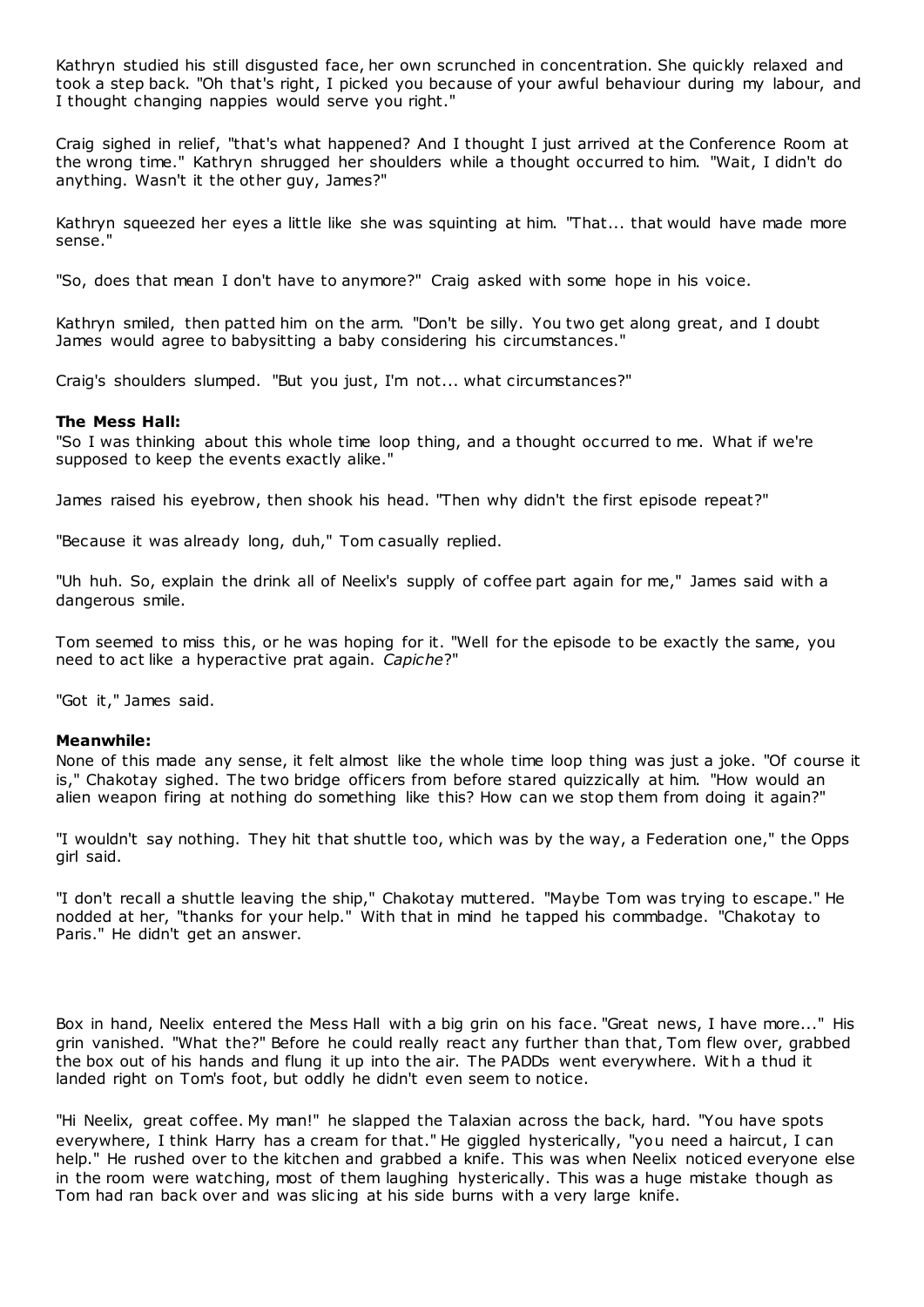Kathryn studied his still disgusted face, her own scrunched in concentration. She quickly relaxed and took a step back. "Oh that's right, I picked you because of your awful behaviour during my labour, and I thought changing nappies would serve you right."

Craig sighed in relief, "that's what happened? And I thought I just arrived at the Conference Room at the wrong time." Kathryn shrugged her shoulders while a thought occurred to him. "Wait, I didn't do anything. Wasn't it the other guy, James?"

Kathryn squeezed her eyes a little like she was squinting at him. "That... that would have made more sense."

"So, does that mean I don't have to anymore?" Craig asked with some hope in his voice.

Kathryn smiled, then patted him on the arm. "Don't be silly. You two get along great, and I doubt James would agree to babysitting a baby considering his circumstances."

Craig's shoulders slumped. "But you just, I'm not... what circumstances?"

**The Mess Hall:**

"So I was thinking about this whole time loop thing, and a thought occurred to me. What if we're supposed to keep the events exactly alike."

James raised his eyebrow, then shook his head. "Then why didn't the first episode repeat?"

"Because it was already long, duh," Tom casually replied.

"Uh huh. So, explain the drink all of Neelix's supply of coffee part again for me," James said with a dangerous smile.

Tom seemed to miss this, or he was hoping for it. "Well for the episode to be exactly the same, you need to act like a hyperactive prat again. *Capiche*?"

"Got it," James said.

**Meanwhile:**

None of this made any sense, it felt almost like the whole time loop thing was just a joke. "Of course it is," Chakotay sighed. The two bridge officers from before stared quizzically at him. "How would an alien weapon firing at nothing do something like this? How can we stop them from doing it again?"

"I wouldn't say nothing. They hit that shuttle too, which was by the way, a Federation one," the Opps girl said.

"I don't recall a shuttle leaving the ship," Chakotay muttered. "Maybe Tom was trying to escape." He nodded at her, "thanks for your help." With that in mind he tapped his commbadge. "Chakotay to Paris." He didn't get an answer.

Box in hand, Neelix entered the Mess Hall with a big grin on his face. "Great news, I have more..." His grin vanished. "What the?" Before he could really react any further than that, Tom flew over, grabbed the box out of his hands and flung it up into the air. The PADDs went everywhere. With a thud it landed right on Tom's foot, but oddly he didn't even seem to notice.

"Hi Neelix, great coffee. My man!" he slapped the Talaxian across the back, hard. "You have spots everywhere, I think Harry has a cream for that." He giggled hysterically, "you need a haircut, I can help." He rushed over to the kitchen and grabbed a knife. This was when Neelix noticed everyone else in the room were watching, most of them laughing hysterically. This was a huge mistake though as Tom had ran back over and was slicing at his side burns with a very large knife.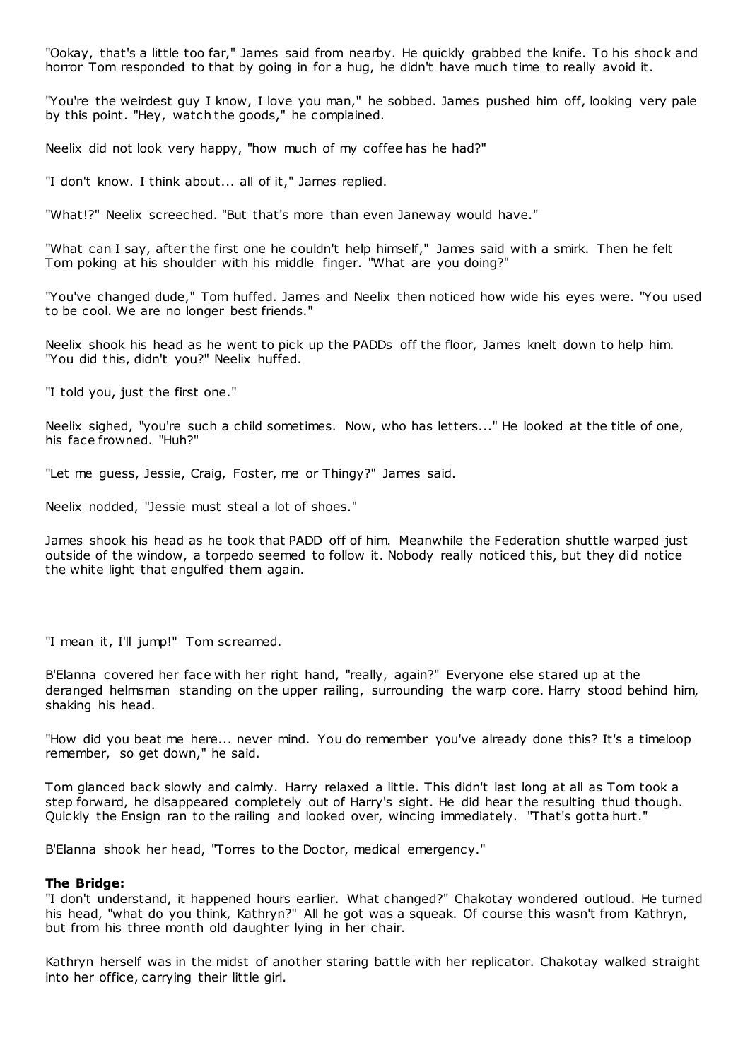"Ookay, that's a little too far," James said from nearby. He quickly grabbed the knife. To his shock and horror Tom responded to that by going in for a hug, he didn't have much time to really avoid it.

"You're the weirdest guy I know, I love you man," he sobbed. James pushed him off, looking very pale by this point. "Hey, watch the goods," he complained.

Neelix did not look very happy, "how much of my coffee has he had?"

"I don't know. I think about... all of it," James replied.

"What!?" Neelix screeched. "But that's more than even Janeway would have."

"What can I say, after the first one he couldn't help himself," James said with a smirk. Then he felt Tom poking at his shoulder with his middle finger. "What are you doing?"

"You've changed dude," Tom huffed. James and Neelix then noticed how wide his eyes were. "You used to be cool. We are no longer best friends."

Neelix shook his head as he went to pick up the PADDs off the floor, James knelt down to help him. "You did this, didn't you?" Neelix huffed.

"I told you, just the first one."

Neelix sighed, "you're such a child sometimes. Now, who has letters..." He looked at the title of one, his face frowned. "Huh?"

"Let me guess, Jessie, Craig, Foster, me or Thingy?" James said.

Neelix nodded, "Jessie must steal a lot of shoes."

James shook his head as he took that PADD off of him. Meanwhile the Federation shuttle warped just outside of the window, a torpedo seemed to follow it. Nobody really noticed this, but they did notice the white light that engulfed them again.

"I mean it, I'll jump!" Tom screamed.

B'Elanna covered her face with her right hand, "really, again?" Everyone else stared up at the deranged helmsman standing on the upper railing, surrounding the warp core. Harry stood behind him, shaking his head.

"How did you beat me here... never mind. You do remember you've already done this? It's a timeloop remember, so get down," he said.

Tom glanced back slowly and calmly. Harry relaxed a little. This didn't last long at all as Tom took a step forward, he disappeared completely out of Harry's sight. He did hear the resulting thud though. Quickly the Ensign ran to the railing and looked over, wincing immediately. "That's gotta hurt."

B'Elanna shook her head, "Torres to the Doctor, medical emergency."

**The Bridge:**

"I don't understand, it happened hours earlier. What changed?" Chakotay wondered outloud. He turned his head, "what do you think, Kathryn?" All he got was a squeak. Of course this wasn't from Kathryn, but from his three month old daughter lying in her chair.

Kathryn herself was in the midst of another staring battle with her replicator. Chakotay walked straight into her office, carrying their little girl.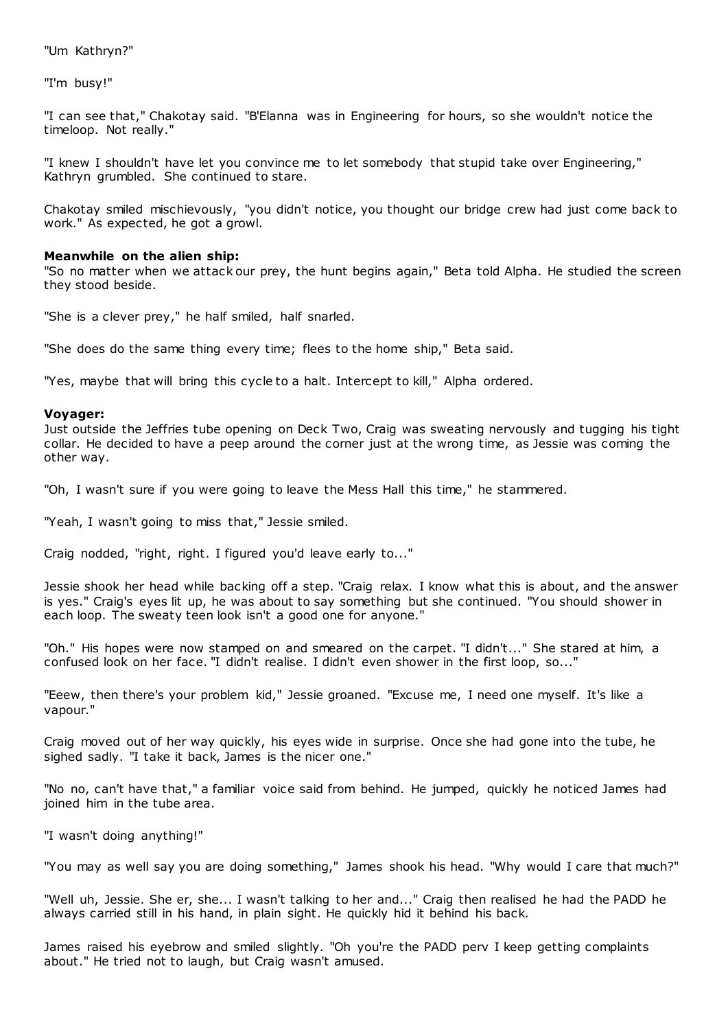"Um Kathryn?"

"I'm busy!"

"I can see that," Chakotay said. "B'Elanna was in Engineering for hours, so she wouldn't notice the timeloop. Not really."

"I knew I shouldn't have let you convince me to let somebody that stupid take over Engineering," Kathryn grumbled. She continued to stare.

Chakotay smiled mischievously, "you didn't notice, you thought our bridge crew had just come back to work." As expected, he got a growl.

**Meanwhile on the alien ship:**
"So no matter when we attack our prey, the hunt begins again," Beta told Alpha. He studied the screen they stood beside.

"She is a clever prey," he half smiled, half snarled.

"She does do the same thing every time; flees to the home ship," Beta said.

"Yes, maybe that will bring this cycle to a halt. Intercept to kill," Alpha ordered.

**Voyager:**
Just outside the Jeffries tube opening on Deck Two, Craig was sweating nervously and tugging his tight collar. He decided to have a peep around the corner just at the wrong time, as Jessie was coming the other way.

"Oh, I wasn't sure if you were going to leave the Mess Hall this time," he stammered.

"Yeah, I wasn't going to miss that," Jessie smiled.

Craig nodded, "right, right. I figured you'd leave early to..."

Jessie shook her head while backing off a step. "Craig relax. I know what this is about, and the answer is yes." Craig's eyes lit up, he was about to say something but she continued. "You should shower in each loop. The sweaty teen look isn't a good one for anyone."

"Oh." His hopes were now stamped on and smeared on the carpet. "I didn't..." She stared at him, a confused look on her face. "I didn't realise. I didn't even shower in the first loop, so..."

"Eeew, then there's your problem kid," Jessie groaned. "Excuse me, I need one myself. It's like a vapour."

Craig moved out of her way quickly, his eyes wide in surprise. Once she had gone into the tube, he sighed sadly. "I take it back, James is the nicer one."

"No no, can't have that," a familiar voice said from behind. He jumped, quickly he noticed James had joined him in the tube area.

"I wasn't doing anything!"

"You may as well say you are doing something," James shook his head. "Why would I care that much?"

"Well uh, Jessie. She er, she... I wasn't talking to her and..." Craig then realised he had the PADD he always carried still in his hand, in plain sight. He quickly hid it behind his back.

James raised his eyebrow and smiled slightly. "Oh you're the PADD perv I keep getting complaints about." He tried not to laugh, but Craig wasn't amused.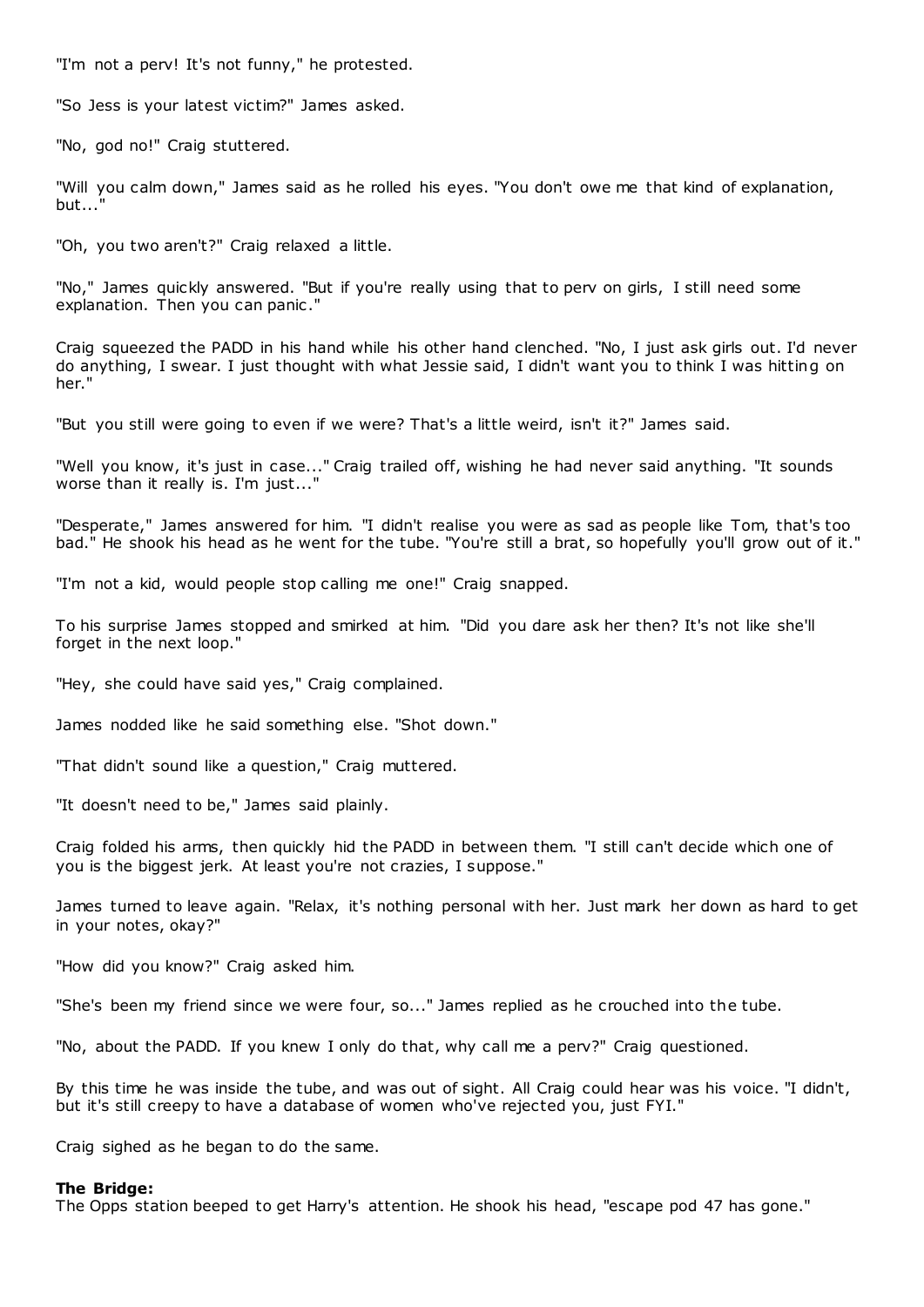"I'm not a perv! It's not funny," he protested.

"So Jess is your latest victim?" James asked.

"No, god no!" Craig stuttered.

"Will you calm down," James said as he rolled his eyes. "You don't owe me that kind of explanation, but..."

"Oh, you two aren't?" Craig relaxed a little.

"No," James quickly answered. "But if you're really using that to perv on girls, I still need some explanation. Then you can panic."

Craig squeezed the PADD in his hand while his other hand clenched. "No, I just ask girls out. I'd never do anything, I swear. I just thought with what Jessie said, I didn't want you to think I was hitting on her."

"But you still were going to even if we were? That's a little weird, isn't it?" James said.

"Well you know, it's just in case..." Craig trailed off, wishing he had never said anything. "It sounds worse than it really is. I'm just..."

"Desperate," James answered for him. "I didn't realise you were as sad as people like Tom, that's too bad." He shook his head as he went for the tube. "You're still a brat, so hopefully you'll grow out of it."

"I'm not a kid, would people stop calling me one!" Craig snapped.

To his surprise James stopped and smirked at him. "Did you dare ask her then? It's not like she'll forget in the next loop."

"Hey, she could have said yes," Craig complained.

James nodded like he said something else. "Shot down."

"That didn't sound like a question," Craig muttered.

"It doesn't need to be," James said plainly.

Craig folded his arms, then quickly hid the PADD in between them. "I still can't decide which one of you is the biggest jerk. At least you're not crazies, I suppose."

James turned to leave again. "Relax, it's nothing personal with her. Just mark her down as hard to get in your notes, okay?"

"How did you know?" Craig asked him.

"She's been my friend since we were four, so..." James replied as he crouched into the tube.

"No, about the PADD. If you knew I only do that, why call me a perv?" Craig questioned.

By this time he was inside the tube, and was out of sight. All Craig could hear was his voice. "I didn't, but it's still creepy to have a database of women who've rejected you, just FYI."

Craig sighed as he began to do the same.

**The Bridge:**
The Opps station beeped to get Harry's attention. He shook his head, "escape pod 47 has gone."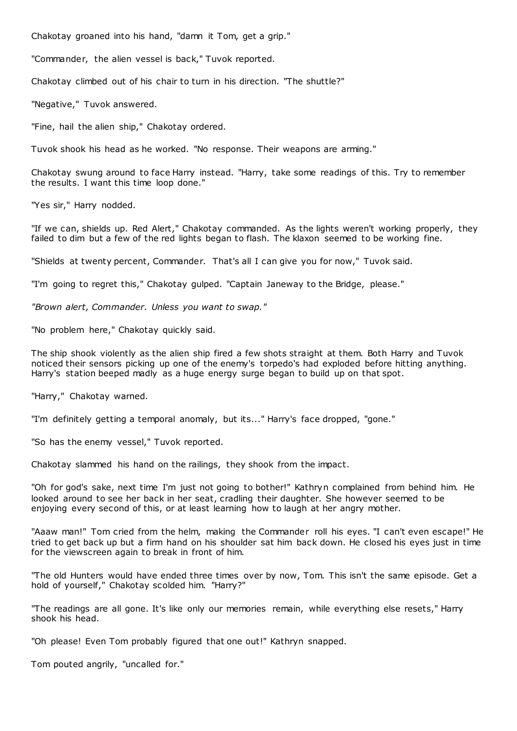Chakotay groaned into his hand, "damn it Tom, get a grip."

"Commander, the alien vessel is back," Tuvok reported.

Chakotay climbed out of his chair to turn in his direction. "The shuttle?"

"Negative," Tuvok answered.

"Fine, hail the alien ship," Chakotay ordered.

Tuvok shook his head as he worked. "No response. Their weapons are arming."

Chakotay swung around to face Harry instead. "Harry, take some readings of this. Try to remember the results. I want this time loop done."

"Yes sir," Harry nodded.

"If we can, shields up. Red Alert," Chakotay commanded. As the lights weren't working properly, they failed to dim but a few of the red lights began to flash. The klaxon seemed to be working fine.

"Shields at twenty percent, Commander. That's all I can give you for now," Tuvok said.

"I'm going to regret this," Chakotay gulped. "Captain Janeway to the Bridge, please."

*"Brown alert, Commander. Unless you want to swap."*

"No problem here," Chakotay quickly said.

The ship shook violently as the alien ship fired a few shots straight at them. Both Harry and Tuvok noticed their sensors picking up one of the enemy's torpedo's had exploded before hitting anything. Harry's station beeped madly as a huge energy surge began to build up on that spot.

"Harry," Chakotay warned.

"I'm definitely getting a temporal anomaly, but its..." Harry's face dropped, "gone."

"So has the enemy vessel," Tuvok reported.

Chakotay slammed his hand on the railings, they shook from the impact.

"Oh for god's sake, next time I'm just not going to bother!" Kathryn complained from behind him. He looked around to see her back in her seat, cradling their daughter. She however seemed to be enjoying every second of this, or at least learning how to laugh at her angry mother.

"Aaaw man!" Tom cried from the helm, making the Commander roll his eyes. "I can't even escape!" He tried to get back up but a firm hand on his shoulder sat him back down. He closed his eyes just in time for the viewscreen again to break in front of him.

"The old Hunters would have ended three times over by now, Tom. This isn't the same episode. Get a hold of yourself," Chakotay scolded him. "Harry?"

"The readings are all gone. It's like only our memories remain, while everything else resets," Harry shook his head.

"Oh please! Even Tom probably figured that one out!" Kathryn snapped.

Tom pouted angrily, "uncalled for."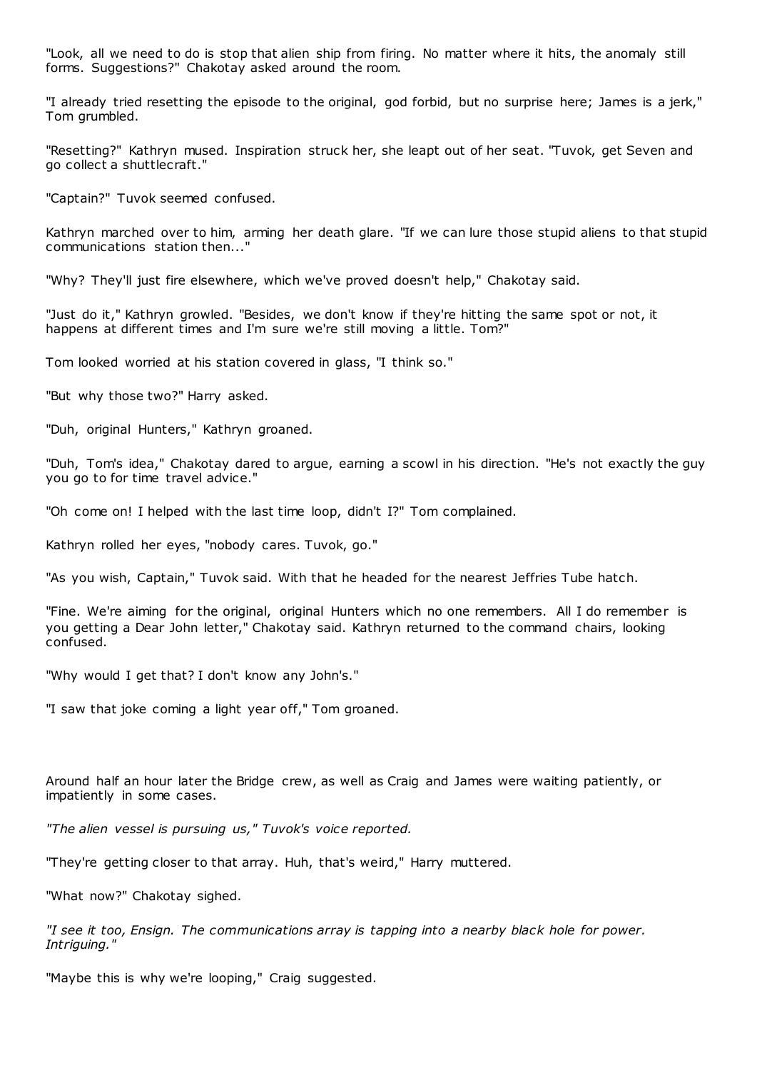"Look, all we need to do is stop that alien ship from firing. No matter where it hits, the anomaly still forms. Suggestions?" Chakotay asked around the room.

"I already tried resetting the episode to the original, god forbid, but no surprise here; James is a jerk," Tom grumbled.

"Resetting?" Kathryn mused. Inspiration struck her, she leapt out of her seat. "Tuvok, get Seven and go collect a shuttlecraft."

"Captain?" Tuvok seemed confused.

Kathryn marched over to him, arming her death glare. "If we can lure those stupid aliens to that stupid communications station then..."

"Why? They'll just fire elsewhere, which we've proved doesn't help," Chakotay said.

"Just do it," Kathryn growled. "Besides, we don't know if they're hitting the same spot or not, it happens at different times and I'm sure we're still moving a little. Tom?"

Tom looked worried at his station covered in glass, "I think so."

"But why those two?" Harry asked.

"Duh, original Hunters," Kathryn groaned.

"Duh, Tom's idea," Chakotay dared to argue, earning a scowl in his direction. "He's not exactly the guy you go to for time travel advice."

"Oh come on! I helped with the last time loop, didn't I?" Tom complained.

Kathryn rolled her eyes, "nobody cares. Tuvok, go."

"As you wish, Captain," Tuvok said. With that he headed for the nearest Jeffries Tube hatch.

"Fine. We're aiming for the original, original Hunters which no one remembers. All I do remember is you getting a Dear John letter," Chakotay said. Kathryn returned to the command chairs, looking confused.

"Why would I get that? I don't know any John's."

"I saw that joke coming a light year off," Tom groaned.

Around half an hour later the Bridge crew, as well as Craig and James were waiting patiently, or impatiently in some cases.

*"The alien vessel is pursuing us," Tuvok's voice reported.*

"They're getting closer to that array. Huh, that's weird," Harry muttered.

"What now?" Chakotay sighed.

*"I see it too, Ensign. The communications array is tapping into a nearby black hole for power. Intriguing."*

"Maybe this is why we're looping," Craig suggested.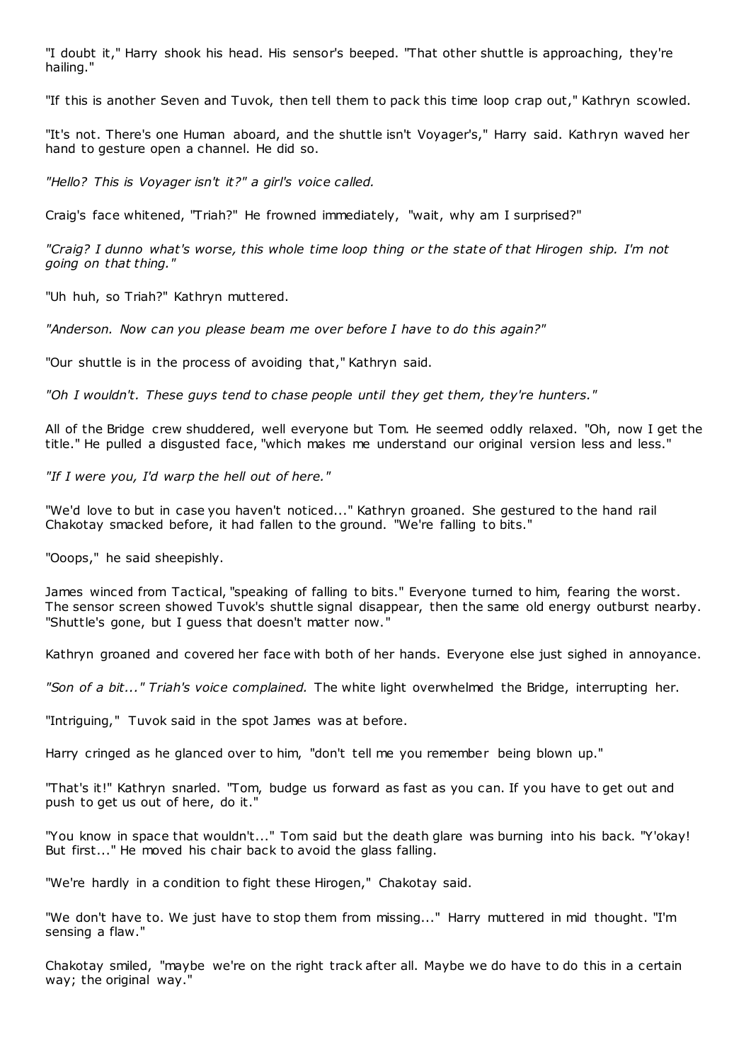"I doubt it," Harry shook his head. His sensor's beeped. "That other shuttle is approaching, they're hailing."

"If this is another Seven and Tuvok, then tell them to pack this time loop crap out," Kathryn scowled.

"It's not. There's one Human aboard, and the shuttle isn't Voyager's," Harry said. Kathryn waved her hand to gesture open a channel. He did so.

*"Hello? This is Voyager isn't it?" a girl's voice called.*

Craig's face whitened, "Triah?" He frowned immediately, "wait, why am I surprised?"

*"Craig? I dunno what's worse, this whole time loop thing or the state of that Hirogen ship. I'm not going on that thing."*

"Uh huh, so Triah?" Kathryn muttered.

*"Anderson. Now can you please beam me over before I have to do this again?"*

"Our shuttle is in the process of avoiding that," Kathryn said.

*"Oh I wouldn't. These guys tend to chase people until they get them, they're hunters."*

All of the Bridge crew shuddered, well everyone but Tom. He seemed oddly relaxed. "Oh, now I get the title." He pulled a disgusted face, "which makes me understand our original version less and less."

*"If I were you, I'd warp the hell out of here."*

"We'd love to but in case you haven't noticed..." Kathryn groaned. She gestured to the hand rail Chakotay smacked before, it had fallen to the ground. "We're falling to bits."

"Ooops," he said sheepishly.

James winced from Tactical, "speaking of falling to bits." Everyone turned to him, fearing the worst. The sensor screen showed Tuvok's shuttle signal disappear, then the same old energy outburst nearby. "Shuttle's gone, but I guess that doesn't matter now."

Kathryn groaned and covered her face with both of her hands. Everyone else just sighed in annoyance.

*"Son of a bit..." Triah's voice complained.* The white light overwhelmed the Bridge, interrupting her.

"Intriguing," Tuvok said in the spot James was at before.

Harry cringed as he glanced over to him, "don't tell me you remember being blown up."

"That's it!" Kathryn snarled. "Tom, budge us forward as fast as you can. If you have to get out and push to get us out of here, do it."

"You know in space that wouldn't..." Tom said but the death glare was burning into his back. "Y'okay! But first..." He moved his chair back to avoid the glass falling.

"We're hardly in a condition to fight these Hirogen," Chakotay said.

"We don't have to. We just have to stop them from missing..." Harry muttered in mid thought. "I'm sensing a flaw."

Chakotay smiled, "maybe we're on the right track after all. Maybe we do have to do this in a certain way; the original way."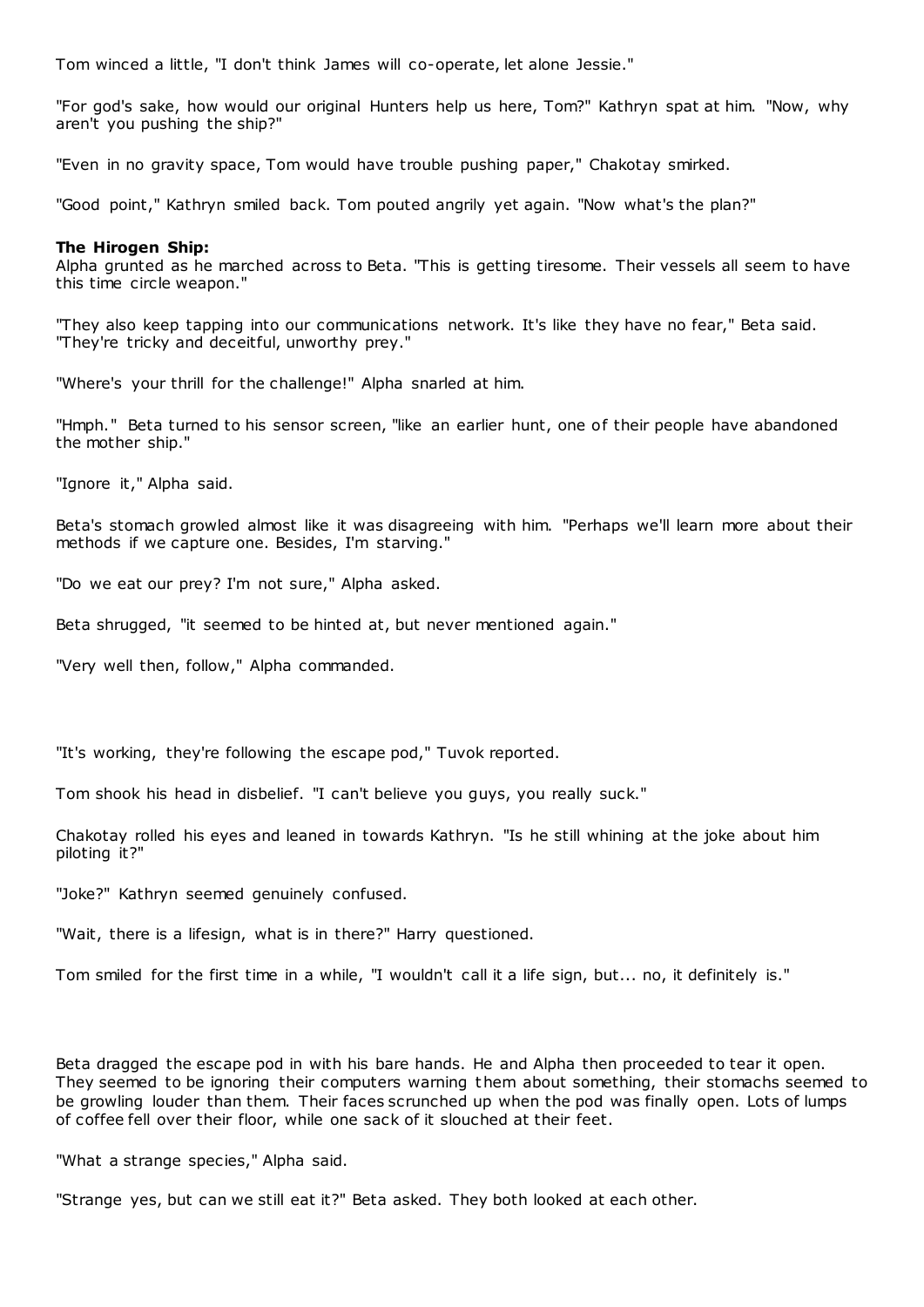Tom winced a little, "I don't think James will co-operate, let alone Jessie."

"For god's sake, how would our original Hunters help us here, Tom?" Kathryn spat at him. "Now, why aren't you pushing the ship?"

"Even in no gravity space, Tom would have trouble pushing paper," Chakotay smirked.

"Good point," Kathryn smiled back. Tom pouted angrily yet again. "Now what's the plan?"

**The Hirogen Ship:**
Alpha grunted as he marched across to Beta. "This is getting tiresome. Their vessels all seem to have this time circle weapon."

"They also keep tapping into our communications network. It's like they have no fear," Beta said. "They're tricky and deceitful, unworthy prey."

"Where's your thrill for the challenge!" Alpha snarled at him.

"Hmph." Beta turned to his sensor screen, "like an earlier hunt, one of their people have abandoned the mother ship."

"Ignore it," Alpha said.

Beta's stomach growled almost like it was disagreeing with him. "Perhaps we'll learn more about their methods if we capture one. Besides, I'm starving."

"Do we eat our prey? I'm not sure," Alpha asked.

Beta shrugged, "it seemed to be hinted at, but never mentioned again."

"Very well then, follow," Alpha commanded.

"It's working, they're following the escape pod," Tuvok reported.

Tom shook his head in disbelief. "I can't believe you guys, you really suck."

Chakotay rolled his eyes and leaned in towards Kathryn. "Is he still whining at the joke about him piloting it?"

"Joke?" Kathryn seemed genuinely confused.

"Wait, there is a lifesign, what is in there?" Harry questioned.

Tom smiled for the first time in a while, "I wouldn't call it a life sign, but... no, it definitely is."

Beta dragged the escape pod in with his bare hands. He and Alpha then proceeded to tear it open. They seemed to be ignoring their computers warning them about something, their stomachs seemed to be growling louder than them. Their faces scrunched up when the pod was finally open. Lots of lumps of coffee fell over their floor, while one sack of it slouched at their feet.

"What a strange species," Alpha said.

"Strange yes, but can we still eat it?" Beta asked. They both looked at each other.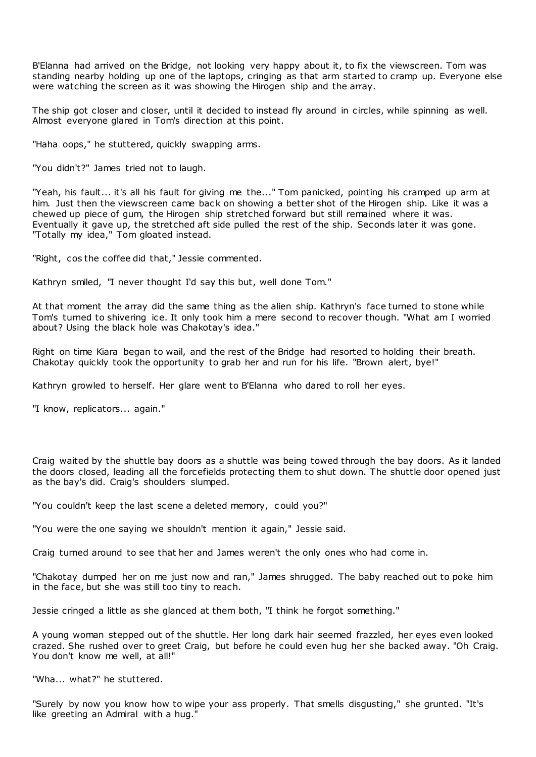B'Elanna had arrived on the Bridge, not looking very happy about it, to fix the viewscreen. Tom was standing nearby holding up one of the laptops, cringing as that arm started to cramp up. Everyone else were watching the screen as it was showing the Hirogen ship and the array.

The ship got closer and closer, until it decided to instead fly around in circles, while spinning as well. Almost everyone glared in Tom's direction at this point.

"Haha oops," he stuttered, quickly swapping arms.

"You didn't?" James tried not to laugh.

"Yeah, his fault... it's all his fault for giving me the..." Tom panicked, pointing his cramped up arm at him. Just then the viewscreen came back on showing a better shot of the Hirogen ship. Like it was a chewed up piece of gum, the Hirogen ship stretched forward but still remained where it was. Eventually it gave up, the stretched aft side pulled the rest of the ship. Seconds later it was gone. "Totally my idea," Tom gloated instead.

"Right, cos the coffee did that," Jessie commented.

Kathryn smiled, "I never thought I'd say this but, well done Tom."

At that moment the array did the same thing as the alien ship. Kathryn's face turned to stone while Tom's turned to shivering ice. It only took him a mere second to recover though. "What am I worried about? Using the black hole was Chakotay's idea."

Right on time Kiara began to wail, and the rest of the Bridge had resorted to holding their breath. Chakotay quickly took the opportunity to grab her and run for his life. "Brown alert, bye!"

Kathryn growled to herself. Her glare went to B'Elanna who dared to roll her eyes.

"I know, replicators... again."

Craig waited by the shuttle bay doors as a shuttle was being towed through the bay doors. As it landed the doors closed, leading all the forcefields protecting them to shut down. The shuttle door opened just as the bay's did. Craig's shoulders slumped.

"You couldn't keep the last scene a deleted memory, could you?"

"You were the one saying we shouldn't mention it again," Jessie said.

Craig turned around to see that her and James weren't the only ones who had come in.

"Chakotay dumped her on me just now and ran," James shrugged. The baby reached out to poke him in the face, but she was still too tiny to reach.

Jessie cringed a little as she glanced at them both, "I think he forgot something."

A young woman stepped out of the shuttle. Her long dark hair seemed frazzled, her eyes even looked crazed. She rushed over to greet Craig, but before he could even hug her she backed away. "Oh Craig. You don't know me well, at all!"

"Wha... what?" he stuttered.

"Surely by now you know how to wipe your ass properly. That smells disgusting," she grunted. "It's like greeting an Admiral with a hug."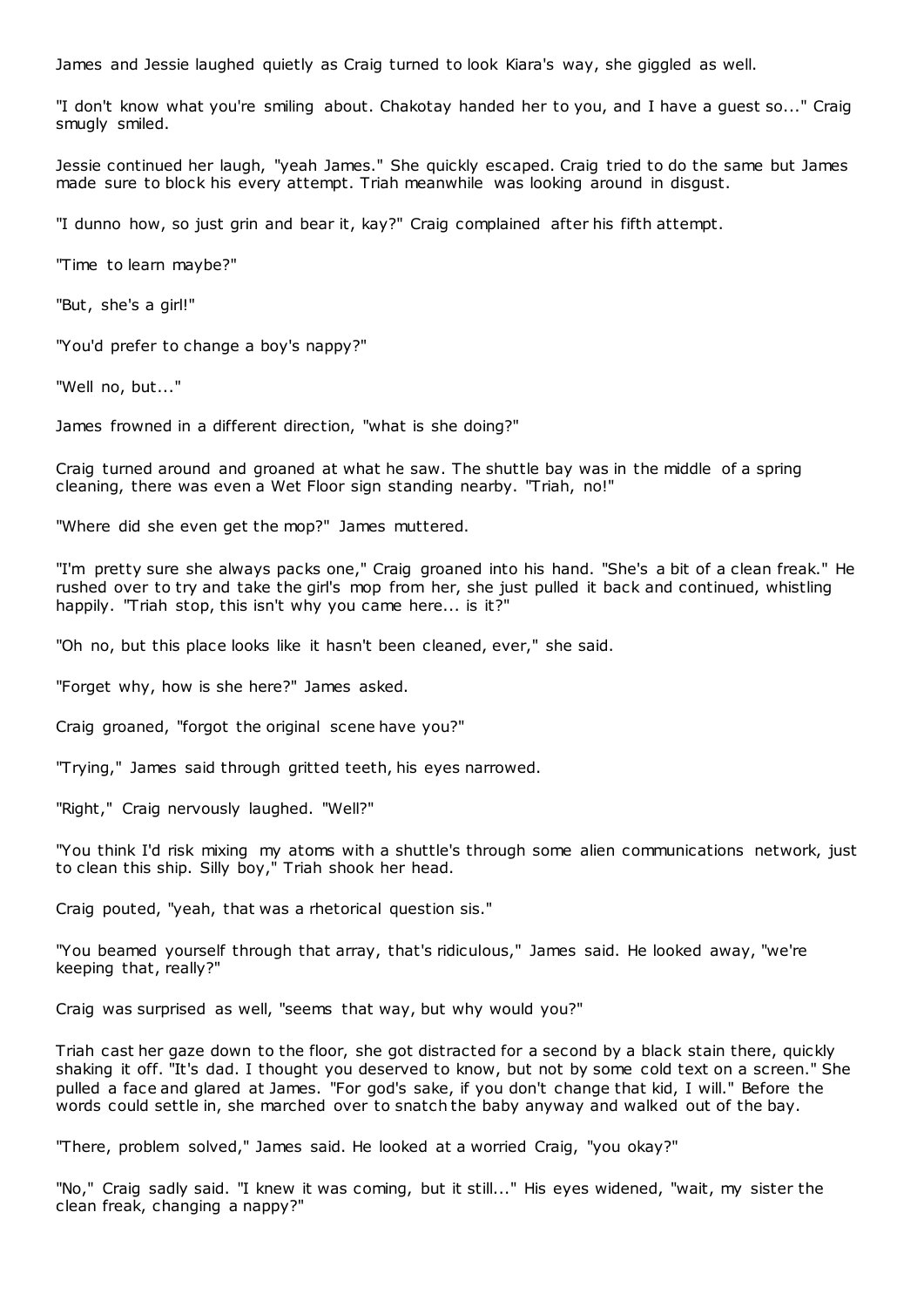James and Jessie laughed quietly as Craig turned to look Kiara's way, she giggled as well.

"I don't know what you're smiling about. Chakotay handed her to you, and I have a guest so..." Craig smugly smiled.

Jessie continued her laugh, "yeah James." She quickly escaped. Craig tried to do the same but James made sure to block his every attempt. Triah meanwhile was looking around in disgust.

"I dunno how, so just grin and bear it, kay?" Craig complained after his fifth attempt.

"Time to learn maybe?"

"But, she's a girl!"

"You'd prefer to change a boy's nappy?"

"Well no, but..."

James frowned in a different direction, "what is she doing?"

Craig turned around and groaned at what he saw. The shuttle bay was in the middle of a spring cleaning, there was even a Wet Floor sign standing nearby. "Triah, no!"

"Where did she even get the mop?" James muttered.

"I'm pretty sure she always packs one," Craig groaned into his hand. "She's a bit of a clean freak." He rushed over to try and take the girl's mop from her, she just pulled it back and continued, whistling happily. "Triah stop, this isn't why you came here... is it?"

"Oh no, but this place looks like it hasn't been cleaned, ever," she said.

"Forget why, how is she here?" James asked.

Craig groaned, "forgot the original scene have you?"

"Trying," James said through gritted teeth, his eyes narrowed.

"Right," Craig nervously laughed. "Well?"

"You think I'd risk mixing my atoms with a shuttle's through some alien communications network, just to clean this ship. Silly boy," Triah shook her head.

Craig pouted, "yeah, that was a rhetorical question sis."

"You beamed yourself through that array, that's ridiculous," James said. He looked away, "we're keeping that, really?"

Craig was surprised as well, "seems that way, but why would you?"

Triah cast her gaze down to the floor, she got distracted for a second by a black stain there, quickly shaking it off. "It's dad. I thought you deserved to know, but not by some cold text on a screen." She pulled a face and glared at James. "For god's sake, if you don't change that kid, I will." Before the words could settle in, she marched over to snatch the baby anyway and walked out of the bay.

"There, problem solved," James said. He looked at a worried Craig, "you okay?"

"No," Craig sadly said. "I knew it was coming, but it still..." His eyes widened, "wait, my sister the clean freak, changing a nappy?"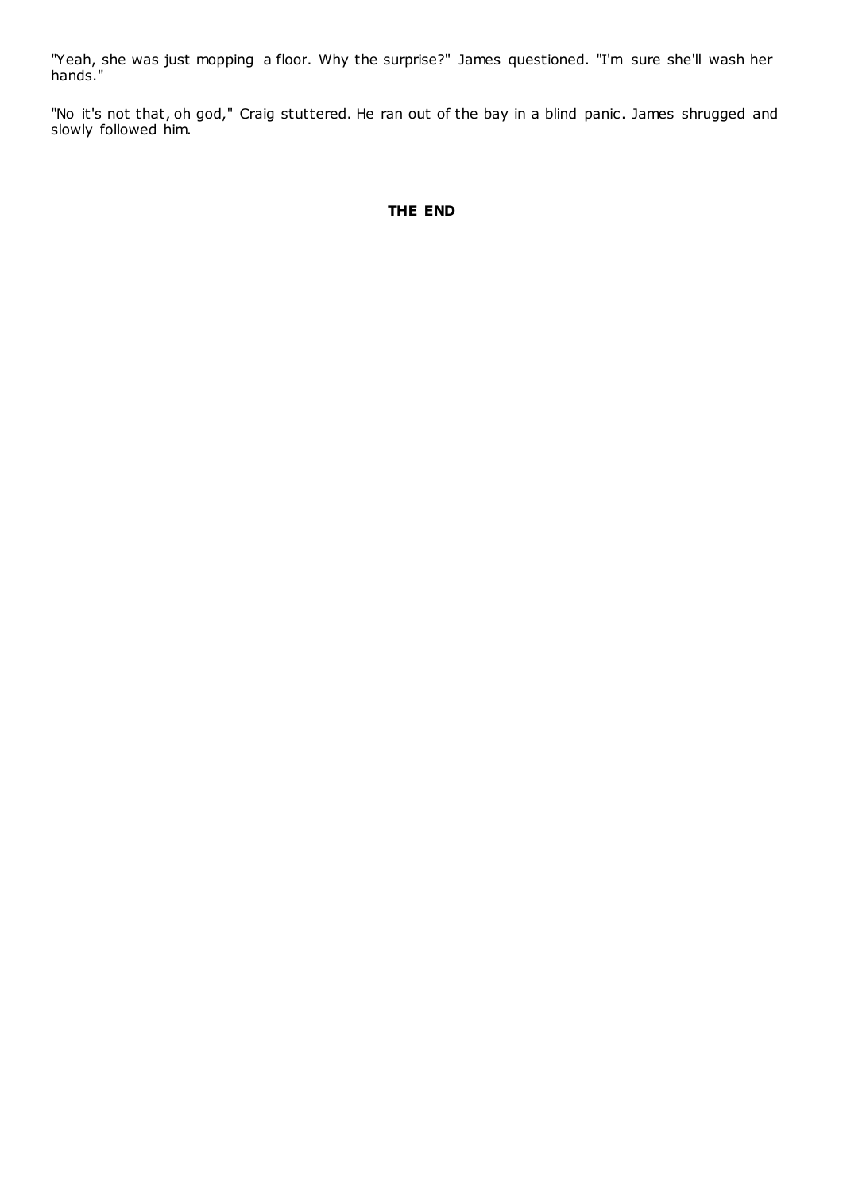"Yeah, she was just mopping a floor. Why the surprise?" James questioned. "I'm sure she'll wash her hands."

"No it's not that, oh god," Craig stuttered. He ran out of the bay in a blind panic. James shrugged and slowly followed him.

**THE END**